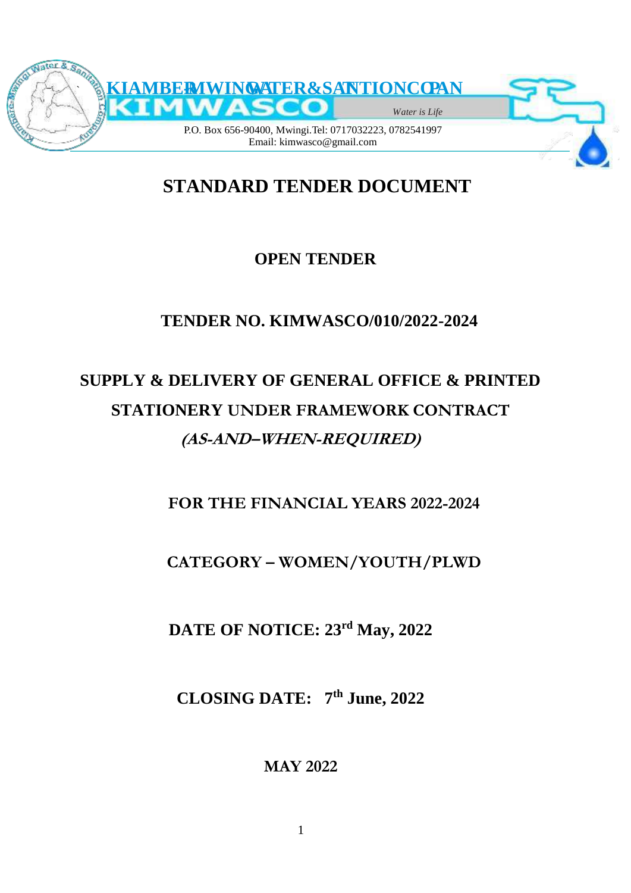**KIAMBERE-MWINGI WATER & SANITATION COMPANY**

**KIMWASCO**

*Water is Life*

P.O. Box 656-90400, Mwingi.Tel: 0717032223, 0782541997
Email: kimwasco@gmail.com

# STANDARD TENDER DOCUMENT

## OPEN TENDER

## TENDER NO. KIMWASCO/010/2022-2024

## SUPPLY & DELIVERY OF GENERAL OFFICE & PRINTED STATIONERY UNDER FRAMEWORK CONTRACT

***(AS-AND–WHEN-REQUIRED)***

**FOR THE FINANCIAL YEARS 2022-2024**

**CATEGORY – WOMEN/YOUTH/PLWD**

**DATE OF NOTICE: 23rd May, 2022**

**CLOSING DATE: 7th June, 2022**

**MAY 2022**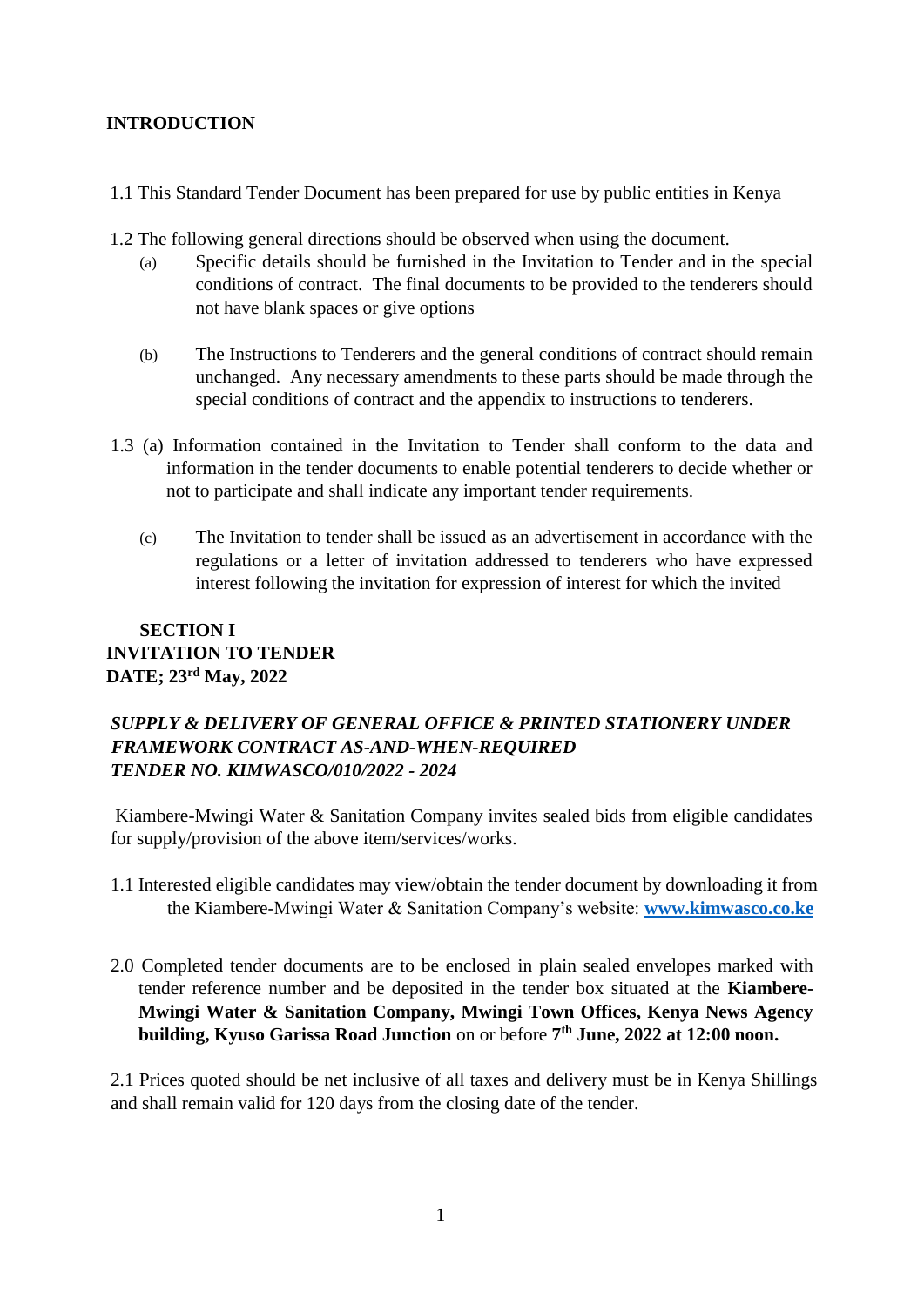## INTRODUCTION

1.1 This Standard Tender Document has been prepared for use by public entities in Kenya

1.2 The following general directions should be observed when using the document.

(a) Specific details should be furnished in the Invitation to Tender and in the special conditions of contract. The final documents to be provided to the tenderers should not have blank spaces or give options

(b) The Instructions to Tenderers and the general conditions of contract should remain unchanged. Any necessary amendments to these parts should be made through the special conditions of contract and the appendix to instructions to tenderers.

1.3 (a) Information contained in the Invitation to Tender shall conform to the data and information in the tender documents to enable potential tenderers to decide whether or not to participate and shall indicate any important tender requirements.

(c) The Invitation to tender shall be issued as an advertisement in accordance with the regulations or a letter of invitation addressed to tenderers who have expressed interest following the invitation for expression of interest for which the invited

## SECTION I
## INVITATION TO TENDER
**DATE; 23rd May, 2022**

***SUPPLY & DELIVERY OF GENERAL OFFICE & PRINTED STATIONERY UNDER FRAMEWORK CONTRACT AS-AND-WHEN-REQUIRED***
***TENDER NO. KIMWASCO/010/2022 - 2024***

Kiambere-Mwingi Water & Sanitation Company invites sealed bids from eligible candidates for supply/provision of the above item/services/works.

1.1 Interested eligible candidates may view/obtain the tender document by downloading it from the Kiambere-Mwingi Water & Sanitation Company's website: **www.kimwasco.co.ke**

2.0 Completed tender documents are to be enclosed in plain sealed envelopes marked with tender reference number and be deposited in the tender box situated at the **Kiambere-Mwingi Water & Sanitation Company, Mwingi Town Offices, Kenya News Agency building, Kyuso Garissa Road Junction** on or before **7th June, 2022 at 12:00 noon.**

2.1 Prices quoted should be net inclusive of all taxes and delivery must be in Kenya Shillings and shall remain valid for 120 days from the closing date of the tender.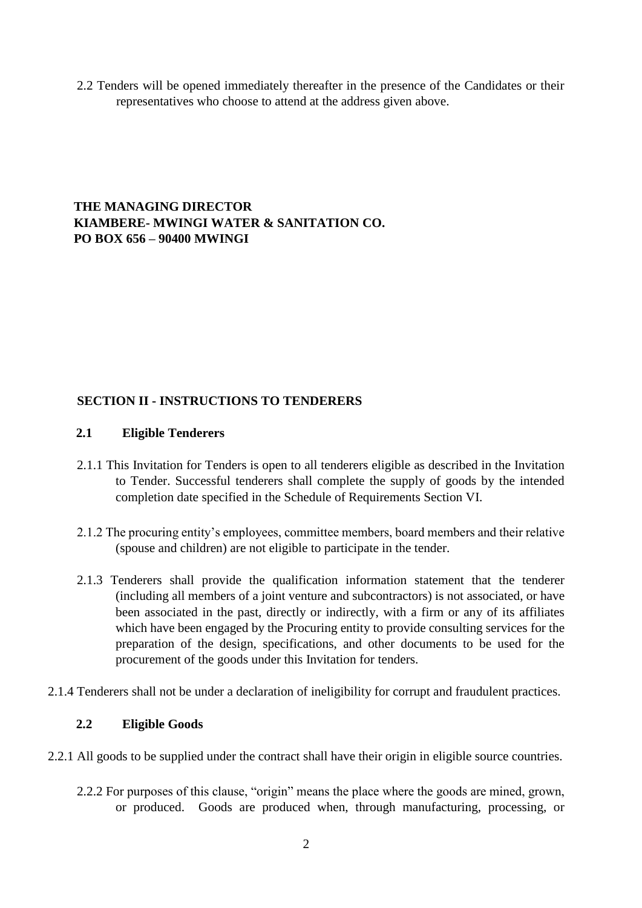2.2 Tenders will be opened immediately thereafter in the presence of the Candidates or their representatives who choose to attend at the address given above.

**THE MANAGING DIRECTOR**
**KIAMBERE- MWINGI WATER & SANITATION CO.**
**PO BOX 656 – 90400 MWINGI**

## SECTION II - INSTRUCTIONS TO TENDERERS

### 2.1 Eligible Tenderers

2.1.1 This Invitation for Tenders is open to all tenderers eligible as described in the Invitation to Tender. Successful tenderers shall complete the supply of goods by the intended completion date specified in the Schedule of Requirements Section VI.

2.1.2 The procuring entity's employees, committee members, board members and their relative (spouse and children) are not eligible to participate in the tender.

2.1.3 Tenderers shall provide the qualification information statement that the tenderer (including all members of a joint venture and subcontractors) is not associated, or have been associated in the past, directly or indirectly, with a firm or any of its affiliates which have been engaged by the Procuring entity to provide consulting services for the preparation of the design, specifications, and other documents to be used for the procurement of the goods under this Invitation for tenders.

2.1.4 Tenderers shall not be under a declaration of ineligibility for corrupt and fraudulent practices.

### 2.2 Eligible Goods

2.2.1 All goods to be supplied under the contract shall have their origin in eligible source countries.

2.2.2 For purposes of this clause, "origin" means the place where the goods are mined, grown, or produced. Goods are produced when, through manufacturing, processing, or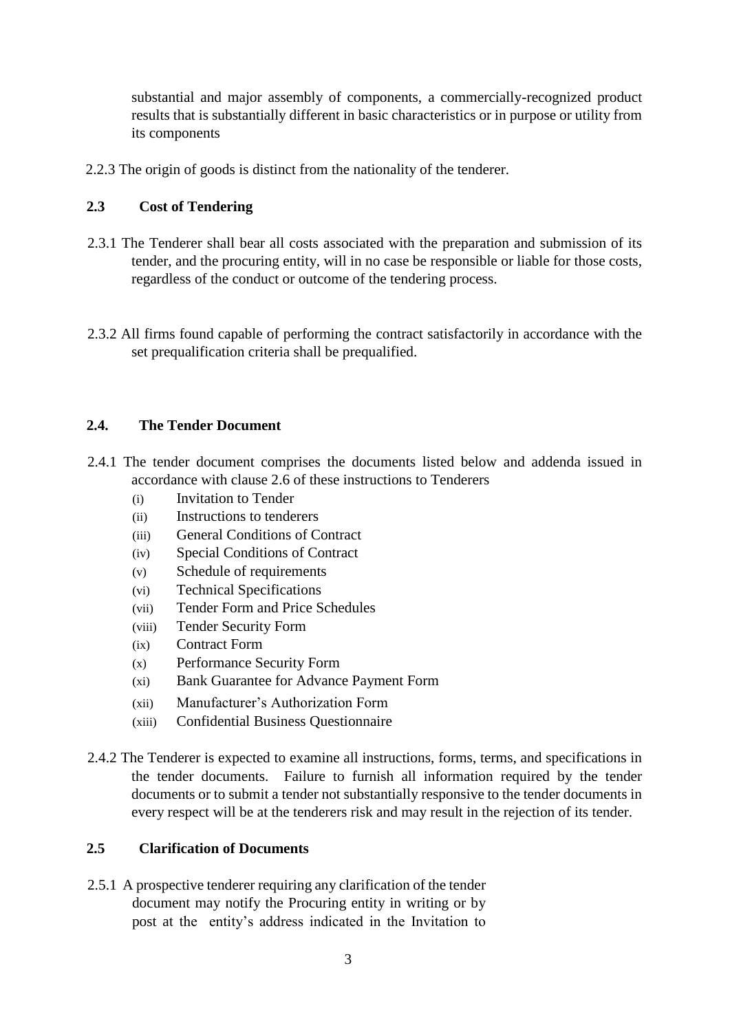substantial and major assembly of components, a commercially-recognized product results that is substantially different in basic characteristics or in purpose or utility from its components

2.2.3 The origin of goods is distinct from the nationality of the tenderer.

## 2.3 Cost of Tendering

2.3.1 The Tenderer shall bear all costs associated with the preparation and submission of its tender, and the procuring entity, will in no case be responsible or liable for those costs, regardless of the conduct or outcome of the tendering process.

2.3.2 All firms found capable of performing the contract satisfactorily in accordance with the set prequalification criteria shall be prequalified.

## 2.4. The Tender Document

2.4.1 The tender document comprises the documents listed below and addenda issued in accordance with clause 2.6 of these instructions to Tenderers

- (i) Invitation to Tender
- (ii) Instructions to tenderers
- (iii) General Conditions of Contract
- (iv) Special Conditions of Contract
- (v) Schedule of requirements
- (vi) Technical Specifications
- (vii) Tender Form and Price Schedules
- (viii) Tender Security Form
- (ix) Contract Form
- (x) Performance Security Form
- (xi) Bank Guarantee for Advance Payment Form
- (xii) Manufacturer's Authorization Form
- (xiii) Confidential Business Questionnaire

2.4.2 The Tenderer is expected to examine all instructions, forms, terms, and specifications in the tender documents. Failure to furnish all information required by the tender documents or to submit a tender not substantially responsive to the tender documents in every respect will be at the tenderers risk and may result in the rejection of its tender.

## 2.5 Clarification of Documents

2.5.1 A prospective tenderer requiring any clarification of the tender document may notify the Procuring entity in writing or by post at the entity's address indicated in the Invitation to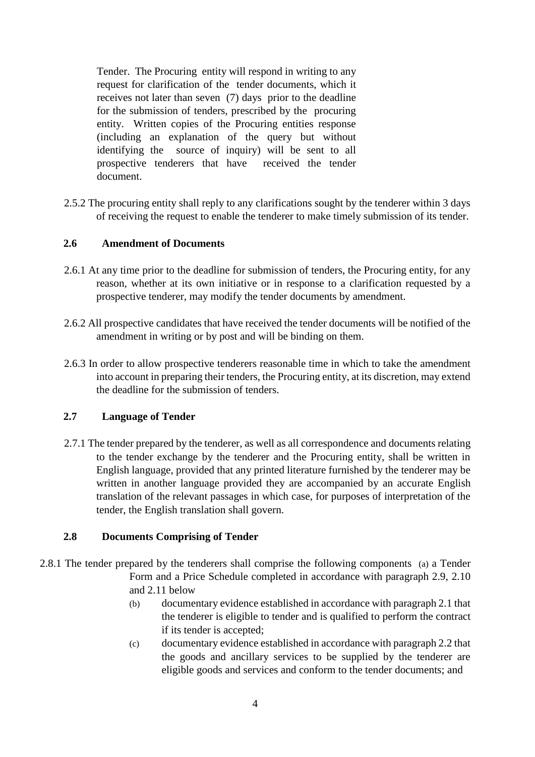Tender. The Procuring entity will respond in writing to any request for clarification of the tender documents, which it receives not later than seven (7) days prior to the deadline for the submission of tenders, prescribed by the procuring entity. Written copies of the Procuring entities response (including an explanation of the query but without identifying the source of inquiry) will be sent to all prospective tenderers that have received the tender document.

2.5.2 The procuring entity shall reply to any clarifications sought by the tenderer within 3 days of receiving the request to enable the tenderer to make timely submission of its tender.

### 2.6 Amendment of Documents

2.6.1 At any time prior to the deadline for submission of tenders, the Procuring entity, for any reason, whether at its own initiative or in response to a clarification requested by a prospective tenderer, may modify the tender documents by amendment.

2.6.2 All prospective candidates that have received the tender documents will be notified of the amendment in writing or by post and will be binding on them.

2.6.3 In order to allow prospective tenderers reasonable time in which to take the amendment into account in preparing their tenders, the Procuring entity, at its discretion, may extend the deadline for the submission of tenders.

### 2.7 Language of Tender

2.7.1 The tender prepared by the tenderer, as well as all correspondence and documents relating to the tender exchange by the tenderer and the Procuring entity, shall be written in English language, provided that any printed literature furnished by the tenderer may be written in another language provided they are accompanied by an accurate English translation of the relevant passages in which case, for purposes of interpretation of the tender, the English translation shall govern.

### 2.8 Documents Comprising of Tender

2.8.1 The tender prepared by the tenderers shall comprise the following components

(a) a Tender Form and a Price Schedule completed in accordance with paragraph 2.9, 2.10 and 2.11 below

(b) documentary evidence established in accordance with paragraph 2.1 that the tenderer is eligible to tender and is qualified to perform the contract if its tender is accepted;

(c) documentary evidence established in accordance with paragraph 2.2 that the goods and ancillary services to be supplied by the tenderer are eligible goods and services and conform to the tender documents; and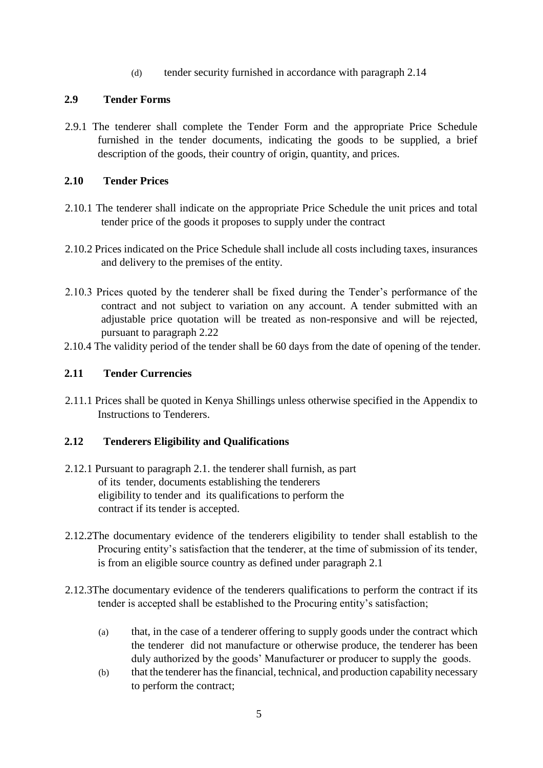(d) tender security furnished in accordance with paragraph 2.14

## 2.9 Tender Forms

2.9.1 The tenderer shall complete the Tender Form and the appropriate Price Schedule furnished in the tender documents, indicating the goods to be supplied, a brief description of the goods, their country of origin, quantity, and prices.

## 2.10 Tender Prices

2.10.1 The tenderer shall indicate on the appropriate Price Schedule the unit prices and total tender price of the goods it proposes to supply under the contract

2.10.2 Prices indicated on the Price Schedule shall include all costs including taxes, insurances and delivery to the premises of the entity.

2.10.3 Prices quoted by the tenderer shall be fixed during the Tender's performance of the contract and not subject to variation on any account. A tender submitted with an adjustable price quotation will be treated as non-responsive and will be rejected, pursuant to paragraph 2.22

2.10.4 The validity period of the tender shall be 60 days from the date of opening of the tender.

## 2.11 Tender Currencies

2.11.1 Prices shall be quoted in Kenya Shillings unless otherwise specified in the Appendix to Instructions to Tenderers.

## 2.12 Tenderers Eligibility and Qualifications

2.12.1 Pursuant to paragraph 2.1. the tenderer shall furnish, as part of its tender, documents establishing the tenderers eligibility to tender and its qualifications to perform the contract if its tender is accepted.

2.12.2The documentary evidence of the tenderers eligibility to tender shall establish to the Procuring entity's satisfaction that the tenderer, at the time of submission of its tender, is from an eligible source country as defined under paragraph 2.1

2.12.3The documentary evidence of the tenderers qualifications to perform the contract if its tender is accepted shall be established to the Procuring entity's satisfaction;

(a) that, in the case of a tenderer offering to supply goods under the contract which the tenderer did not manufacture or otherwise produce, the tenderer has been duly authorized by the goods' Manufacturer or producer to supply the goods.

(b) that the tenderer has the financial, technical, and production capability necessary to perform the contract;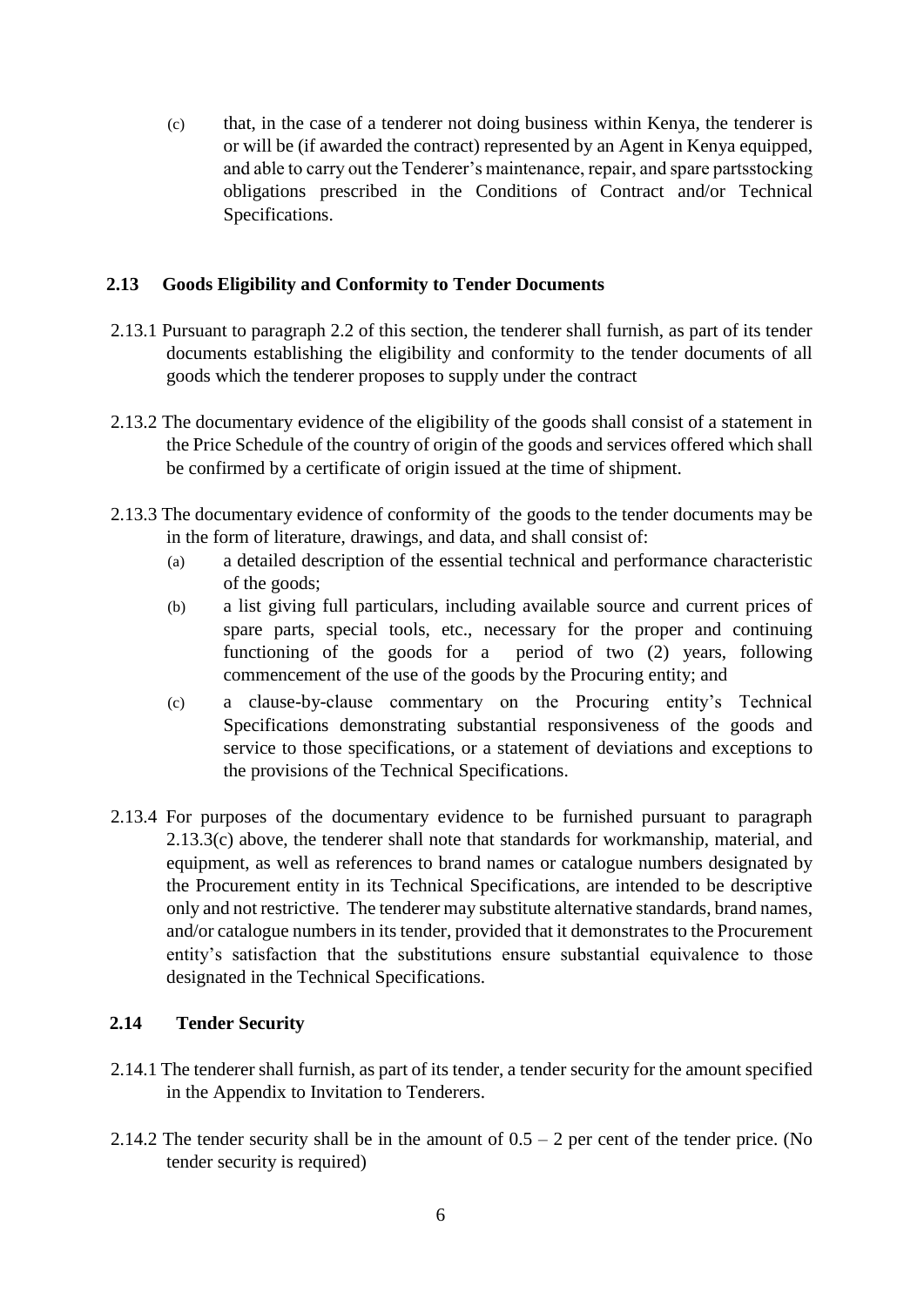(c) that, in the case of a tenderer not doing business within Kenya, the tenderer is or will be (if awarded the contract) represented by an Agent in Kenya equipped, and able to carry out the Tenderer's maintenance, repair, and spare partsstocking obligations prescribed in the Conditions of Contract and/or Technical Specifications.

### 2.13 Goods Eligibility and Conformity to Tender Documents

2.13.1 Pursuant to paragraph 2.2 of this section, the tenderer shall furnish, as part of its tender documents establishing the eligibility and conformity to the tender documents of all goods which the tenderer proposes to supply under the contract

2.13.2 The documentary evidence of the eligibility of the goods shall consist of a statement in the Price Schedule of the country of origin of the goods and services offered which shall be confirmed by a certificate of origin issued at the time of shipment.

2.13.3 The documentary evidence of conformity of the goods to the tender documents may be in the form of literature, drawings, and data, and shall consist of:

(a) a detailed description of the essential technical and performance characteristic of the goods;

(b) a list giving full particulars, including available source and current prices of spare parts, special tools, etc., necessary for the proper and continuing functioning of the goods for a period of two (2) years, following commencement of the use of the goods by the Procuring entity; and

(c) a clause-by-clause commentary on the Procuring entity's Technical Specifications demonstrating substantial responsiveness of the goods and service to those specifications, or a statement of deviations and exceptions to the provisions of the Technical Specifications.

2.13.4 For purposes of the documentary evidence to be furnished pursuant to paragraph 2.13.3(c) above, the tenderer shall note that standards for workmanship, material, and equipment, as well as references to brand names or catalogue numbers designated by the Procurement entity in its Technical Specifications, are intended to be descriptive only and not restrictive. The tenderer may substitute alternative standards, brand names, and/or catalogue numbers in its tender, provided that it demonstrates to the Procurement entity's satisfaction that the substitutions ensure substantial equivalence to those designated in the Technical Specifications.

### 2.14 Tender Security

2.14.1 The tenderer shall furnish, as part of its tender, a tender security for the amount specified in the Appendix to Invitation to Tenderers.

2.14.2 The tender security shall be in the amount of 0.5 – 2 per cent of the tender price. (No tender security is required)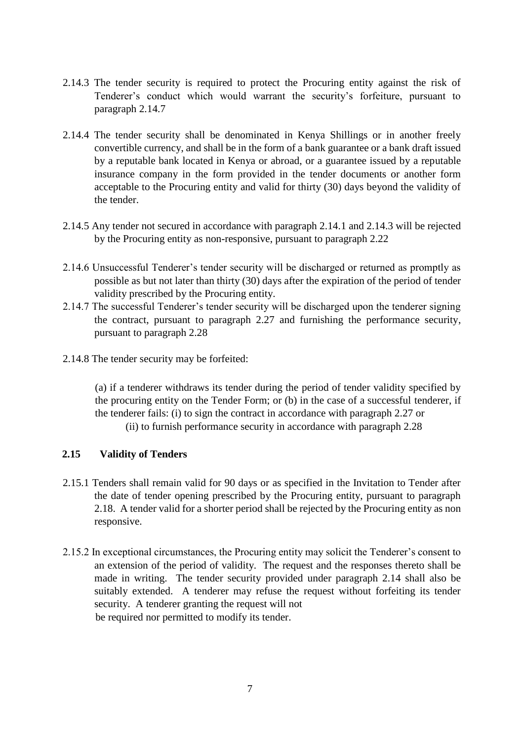2.14.3 The tender security is required to protect the Procuring entity against the risk of Tenderer's conduct which would warrant the security's forfeiture, pursuant to paragraph 2.14.7

2.14.4 The tender security shall be denominated in Kenya Shillings or in another freely convertible currency, and shall be in the form of a bank guarantee or a bank draft issued by a reputable bank located in Kenya or abroad, or a guarantee issued by a reputable insurance company in the form provided in the tender documents or another form acceptable to the Procuring entity and valid for thirty (30) days beyond the validity of the tender.

2.14.5 Any tender not secured in accordance with paragraph 2.14.1 and 2.14.3 will be rejected by the Procuring entity as non-responsive, pursuant to paragraph 2.22

2.14.6 Unsuccessful Tenderer's tender security will be discharged or returned as promptly as possible as but not later than thirty (30) days after the expiration of the period of tender validity prescribed by the Procuring entity.

2.14.7 The successful Tenderer's tender security will be discharged upon the tenderer signing the contract, pursuant to paragraph 2.27 and furnishing the performance security, pursuant to paragraph 2.28

2.14.8 The tender security may be forfeited:

(a) if a tenderer withdraws its tender during the period of tender validity specified by the procuring entity on the Tender Form; or (b) in the case of a successful tenderer, if the tenderer fails: (i) to sign the contract in accordance with paragraph 2.27 or
(ii) to furnish performance security in accordance with paragraph 2.28

**2.15 Validity of Tenders**

2.15.1 Tenders shall remain valid for 90 days or as specified in the Invitation to Tender after the date of tender opening prescribed by the Procuring entity, pursuant to paragraph 2.18. A tender valid for a shorter period shall be rejected by the Procuring entity as non responsive.

2.15.2 In exceptional circumstances, the Procuring entity may solicit the Tenderer's consent to an extension of the period of validity. The request and the responses thereto shall be made in writing. The tender security provided under paragraph 2.14 shall also be suitably extended. A tenderer may refuse the request without forfeiting its tender security. A tenderer granting the request will not be required nor permitted to modify its tender.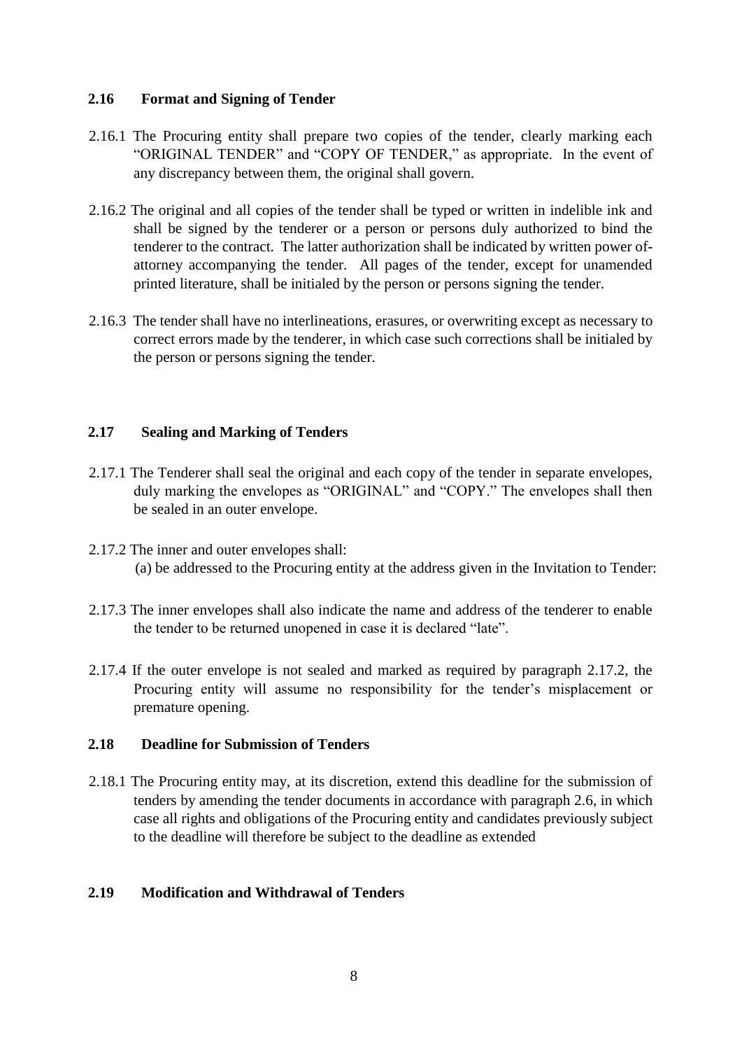### 2.16 Format and Signing of Tender

2.16.1 The Procuring entity shall prepare two copies of the tender, clearly marking each "ORIGINAL TENDER" and "COPY OF TENDER," as appropriate. In the event of any discrepancy between them, the original shall govern.

2.16.2 The original and all copies of the tender shall be typed or written in indelible ink and shall be signed by the tenderer or a person or persons duly authorized to bind the tenderer to the contract. The latter authorization shall be indicated by written power of-attorney accompanying the tender. All pages of the tender, except for unamended printed literature, shall be initialed by the person or persons signing the tender.

2.16.3 The tender shall have no interlineations, erasures, or overwriting except as necessary to correct errors made by the tenderer, in which case such corrections shall be initialed by the person or persons signing the tender.

### 2.17 Sealing and Marking of Tenders

2.17.1 The Tenderer shall seal the original and each copy of the tender in separate envelopes, duly marking the envelopes as "ORIGINAL" and "COPY." The envelopes shall then be sealed in an outer envelope.

2.17.2 The inner and outer envelopes shall:

(a) be addressed to the Procuring entity at the address given in the Invitation to Tender:

2.17.3 The inner envelopes shall also indicate the name and address of the tenderer to enable the tender to be returned unopened in case it is declared "late".

2.17.4 If the outer envelope is not sealed and marked as required by paragraph 2.17.2, the Procuring entity will assume no responsibility for the tender's misplacement or premature opening.

### 2.18 Deadline for Submission of Tenders

2.18.1 The Procuring entity may, at its discretion, extend this deadline for the submission of tenders by amending the tender documents in accordance with paragraph 2.6, in which case all rights and obligations of the Procuring entity and candidates previously subject to the deadline will therefore be subject to the deadline as extended

### 2.19 Modification and Withdrawal of Tenders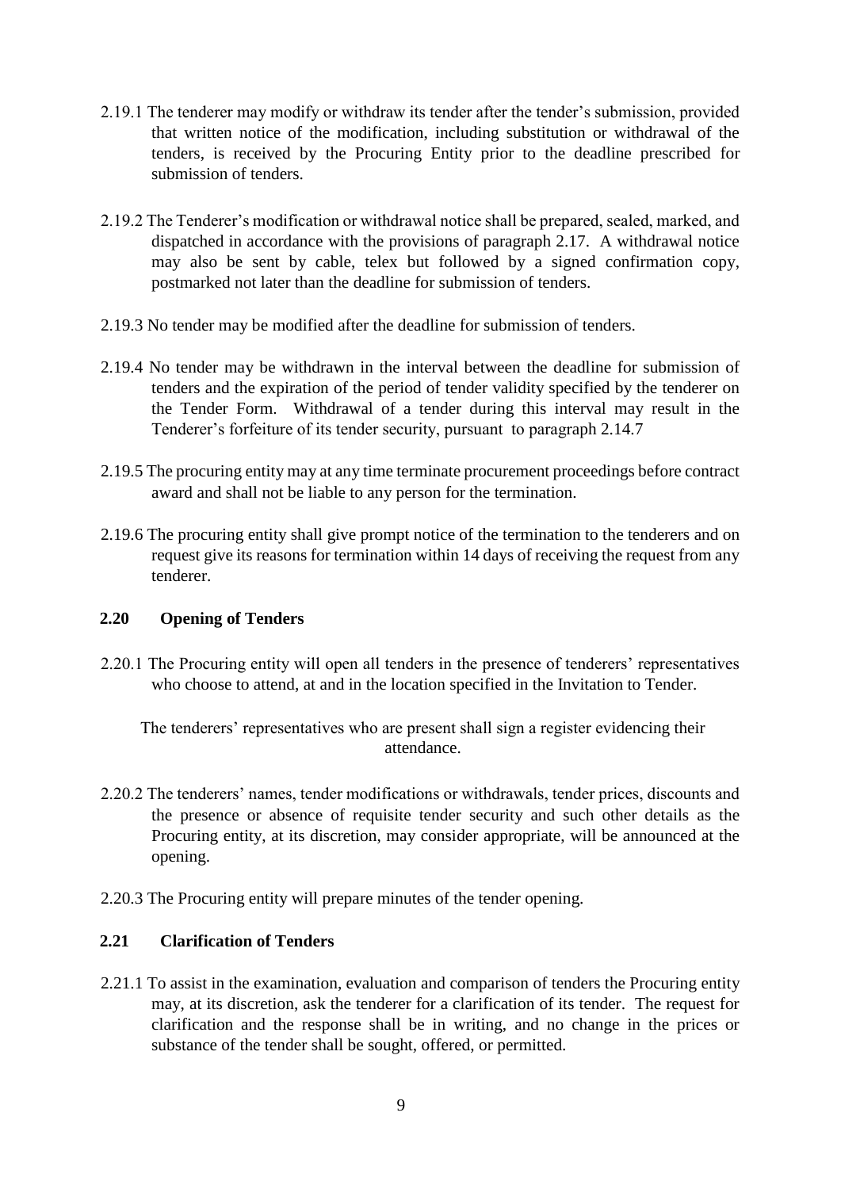2.19.1 The tenderer may modify or withdraw its tender after the tender's submission, provided that written notice of the modification, including substitution or withdrawal of the tenders, is received by the Procuring Entity prior to the deadline prescribed for submission of tenders.

2.19.2 The Tenderer's modification or withdrawal notice shall be prepared, sealed, marked, and dispatched in accordance with the provisions of paragraph 2.17. A withdrawal notice may also be sent by cable, telex but followed by a signed confirmation copy, postmarked not later than the deadline for submission of tenders.

2.19.3 No tender may be modified after the deadline for submission of tenders.

2.19.4 No tender may be withdrawn in the interval between the deadline for submission of tenders and the expiration of the period of tender validity specified by the tenderer on the Tender Form. Withdrawal of a tender during this interval may result in the Tenderer's forfeiture of its tender security, pursuant to paragraph 2.14.7

2.19.5 The procuring entity may at any time terminate procurement proceedings before contract award and shall not be liable to any person for the termination.

2.19.6 The procuring entity shall give prompt notice of the termination to the tenderers and on request give its reasons for termination within 14 days of receiving the request from any tenderer.

## 2.20 Opening of Tenders

2.20.1 The Procuring entity will open all tenders in the presence of tenderers' representatives who choose to attend, at and in the location specified in the Invitation to Tender.

The tenderers' representatives who are present shall sign a register evidencing their attendance.

2.20.2 The tenderers' names, tender modifications or withdrawals, tender prices, discounts and the presence or absence of requisite tender security and such other details as the Procuring entity, at its discretion, may consider appropriate, will be announced at the opening.

2.20.3 The Procuring entity will prepare minutes of the tender opening.

## 2.21 Clarification of Tenders

2.21.1 To assist in the examination, evaluation and comparison of tenders the Procuring entity may, at its discretion, ask the tenderer for a clarification of its tender. The request for clarification and the response shall be in writing, and no change in the prices or substance of the tender shall be sought, offered, or permitted.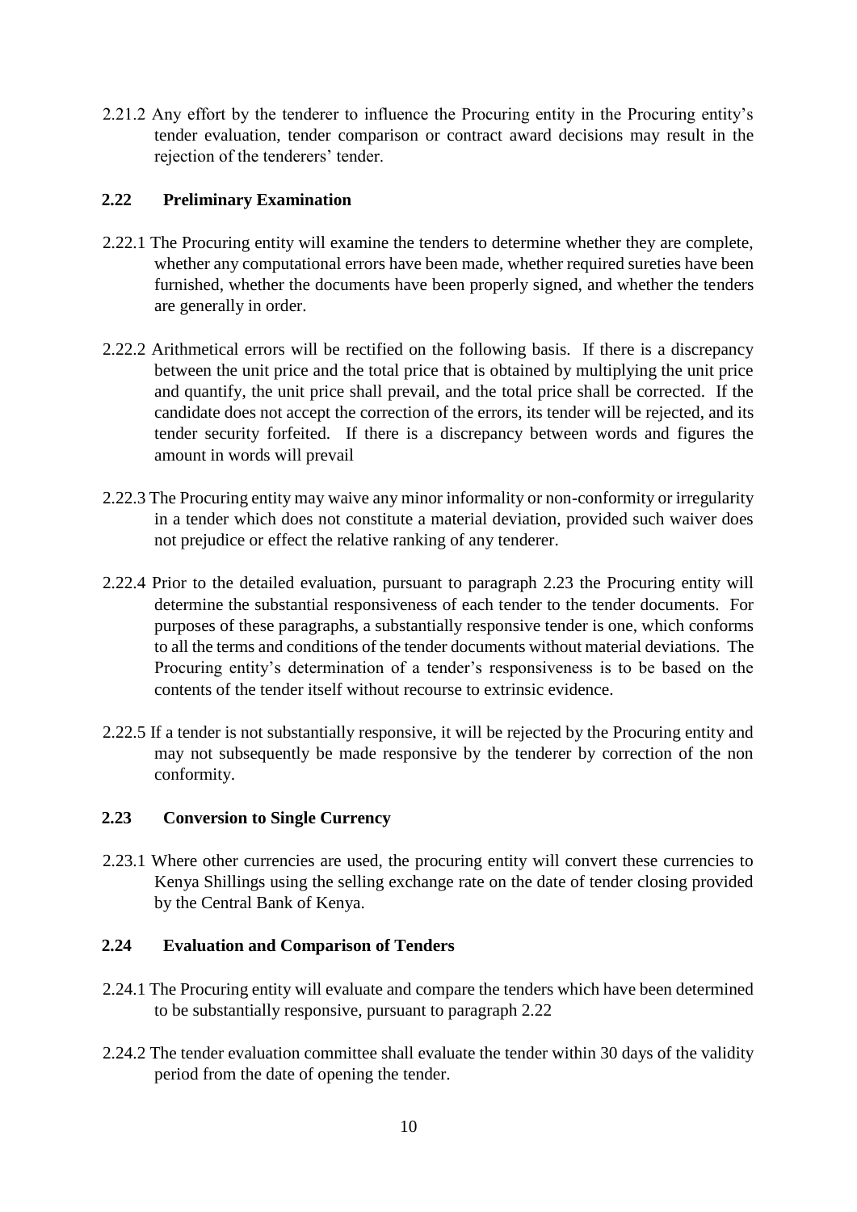2.21.2 Any effort by the tenderer to influence the Procuring entity in the Procuring entity's tender evaluation, tender comparison or contract award decisions may result in the rejection of the tenderers' tender.

## 2.22 Preliminary Examination

2.22.1 The Procuring entity will examine the tenders to determine whether they are complete, whether any computational errors have been made, whether required sureties have been furnished, whether the documents have been properly signed, and whether the tenders are generally in order.

2.22.2 Arithmetical errors will be rectified on the following basis. If there is a discrepancy between the unit price and the total price that is obtained by multiplying the unit price and quantify, the unit price shall prevail, and the total price shall be corrected. If the candidate does not accept the correction of the errors, its tender will be rejected, and its tender security forfeited. If there is a discrepancy between words and figures the amount in words will prevail

2.22.3 The Procuring entity may waive any minor informality or non-conformity or irregularity in a tender which does not constitute a material deviation, provided such waiver does not prejudice or effect the relative ranking of any tenderer.

2.22.4 Prior to the detailed evaluation, pursuant to paragraph 2.23 the Procuring entity will determine the substantial responsiveness of each tender to the tender documents. For purposes of these paragraphs, a substantially responsive tender is one, which conforms to all the terms and conditions of the tender documents without material deviations. The Procuring entity's determination of a tender's responsiveness is to be based on the contents of the tender itself without recourse to extrinsic evidence.

2.22.5 If a tender is not substantially responsive, it will be rejected by the Procuring entity and may not subsequently be made responsive by the tenderer by correction of the non conformity.

## 2.23 Conversion to Single Currency

2.23.1 Where other currencies are used, the procuring entity will convert these currencies to Kenya Shillings using the selling exchange rate on the date of tender closing provided by the Central Bank of Kenya.

## 2.24 Evaluation and Comparison of Tenders

2.24.1 The Procuring entity will evaluate and compare the tenders which have been determined to be substantially responsive, pursuant to paragraph 2.22

2.24.2 The tender evaluation committee shall evaluate the tender within 30 days of the validity period from the date of opening the tender.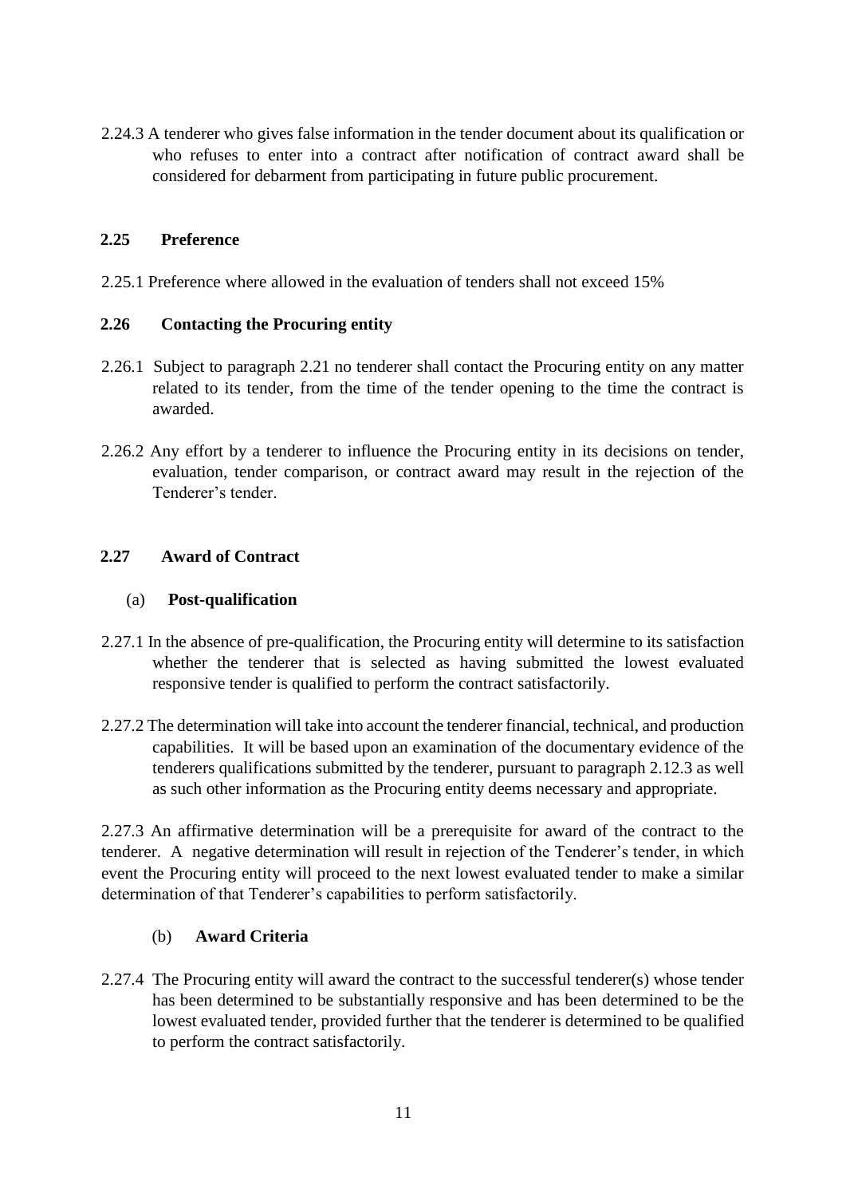2.24.3 A tenderer who gives false information in the tender document about its qualification or who refuses to enter into a contract after notification of contract award shall be considered for debarment from participating in future public procurement.

### 2.25 Preference

2.25.1 Preference where allowed in the evaluation of tenders shall not exceed 15%

### 2.26 Contacting the Procuring entity

2.26.1 Subject to paragraph 2.21 no tenderer shall contact the Procuring entity on any matter related to its tender, from the time of the tender opening to the time the contract is awarded.

2.26.2 Any effort by a tenderer to influence the Procuring entity in its decisions on tender, evaluation, tender comparison, or contract award may result in the rejection of the Tenderer's tender.

### 2.27 Award of Contract

#### (a) Post-qualification

2.27.1 In the absence of pre-qualification, the Procuring entity will determine to its satisfaction whether the tenderer that is selected as having submitted the lowest evaluated responsive tender is qualified to perform the contract satisfactorily.

2.27.2 The determination will take into account the tenderer financial, technical, and production capabilities. It will be based upon an examination of the documentary evidence of the tenderers qualifications submitted by the tenderer, pursuant to paragraph 2.12.3 as well as such other information as the Procuring entity deems necessary and appropriate.

2.27.3 An affirmative determination will be a prerequisite for award of the contract to the tenderer. A negative determination will result in rejection of the Tenderer's tender, in which event the Procuring entity will proceed to the next lowest evaluated tender to make a similar determination of that Tenderer's capabilities to perform satisfactorily.

#### (b) Award Criteria

2.27.4 The Procuring entity will award the contract to the successful tenderer(s) whose tender has been determined to be substantially responsive and has been determined to be the lowest evaluated tender, provided further that the tenderer is determined to be qualified to perform the contract satisfactorily.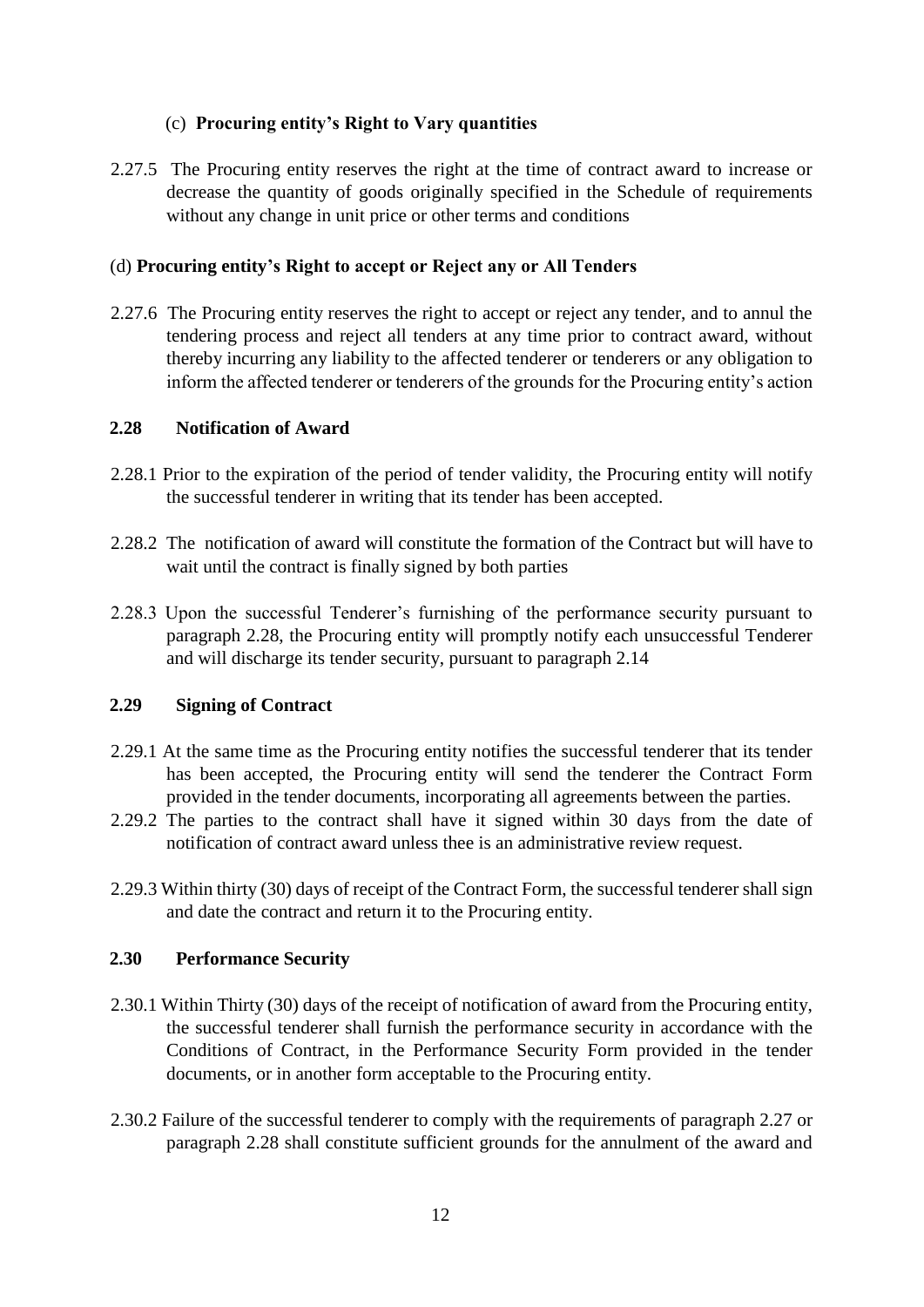(c) **Procuring entity's Right to Vary quantities**

2.27.5 The Procuring entity reserves the right at the time of contract award to increase or decrease the quantity of goods originally specified in the Schedule of requirements without any change in unit price or other terms and conditions

(d) **Procuring entity's Right to accept or Reject any or All Tenders**

2.27.6 The Procuring entity reserves the right to accept or reject any tender, and to annul the tendering process and reject all tenders at any time prior to contract award, without thereby incurring any liability to the affected tenderer or tenderers or any obligation to inform the affected tenderer or tenderers of the grounds for the Procuring entity's action

### 2.28 Notification of Award

2.28.1 Prior to the expiration of the period of tender validity, the Procuring entity will notify the successful tenderer in writing that its tender has been accepted.

2.28.2 The notification of award will constitute the formation of the Contract but will have to wait until the contract is finally signed by both parties

2.28.3 Upon the successful Tenderer's furnishing of the performance security pursuant to paragraph 2.28, the Procuring entity will promptly notify each unsuccessful Tenderer and will discharge its tender security, pursuant to paragraph 2.14

### 2.29 Signing of Contract

2.29.1 At the same time as the Procuring entity notifies the successful tenderer that its tender has been accepted, the Procuring entity will send the tenderer the Contract Form provided in the tender documents, incorporating all agreements between the parties.

2.29.2 The parties to the contract shall have it signed within 30 days from the date of notification of contract award unless thee is an administrative review request.

2.29.3 Within thirty (30) days of receipt of the Contract Form, the successful tenderer shall sign and date the contract and return it to the Procuring entity.

### 2.30 Performance Security

2.30.1 Within Thirty (30) days of the receipt of notification of award from the Procuring entity, the successful tenderer shall furnish the performance security in accordance with the Conditions of Contract, in the Performance Security Form provided in the tender documents, or in another form acceptable to the Procuring entity.

2.30.2 Failure of the successful tenderer to comply with the requirements of paragraph 2.27 or paragraph 2.28 shall constitute sufficient grounds for the annulment of the award and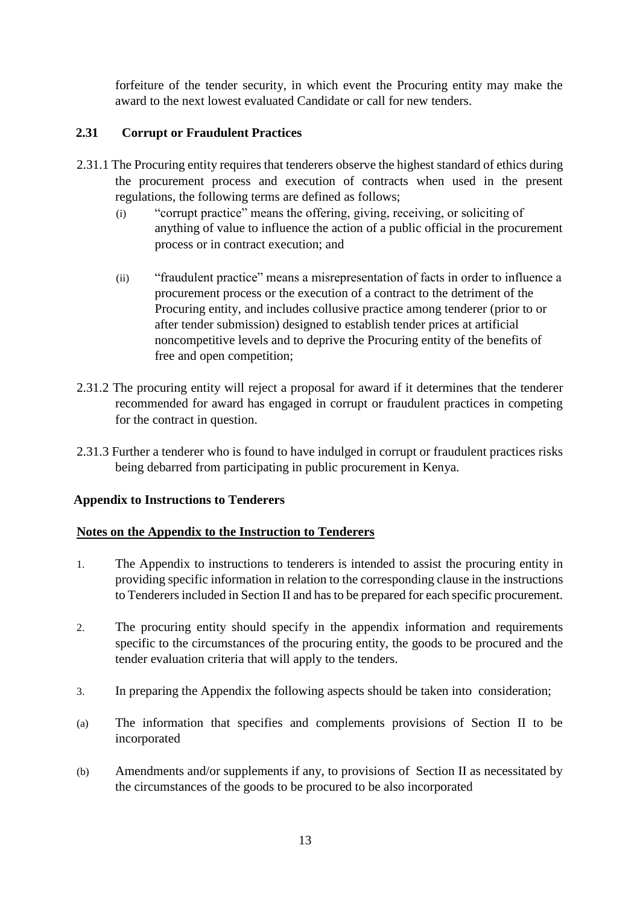forfeiture of the tender security, in which event the Procuring entity may make the award to the next lowest evaluated Candidate or call for new tenders.

### 2.31 Corrupt or Fraudulent Practices

2.31.1 The Procuring entity requires that tenderers observe the highest standard of ethics during the procurement process and execution of contracts when used in the present regulations, the following terms are defined as follows;

(i) "corrupt practice" means the offering, giving, receiving, or soliciting of anything of value to influence the action of a public official in the procurement process or in contract execution; and

(ii) "fraudulent practice" means a misrepresentation of facts in order to influence a procurement process or the execution of a contract to the detriment of the Procuring entity, and includes collusive practice among tenderer (prior to or after tender submission) designed to establish tender prices at artificial noncompetitive levels and to deprive the Procuring entity of the benefits of free and open competition;

2.31.2 The procuring entity will reject a proposal for award if it determines that the tenderer recommended for award has engaged in corrupt or fraudulent practices in competing for the contract in question.

2.31.3 Further a tenderer who is found to have indulged in corrupt or fraudulent practices risks being debarred from participating in public procurement in Kenya.

### Appendix to Instructions to Tenderers

**Notes on the Appendix to the Instruction to Tenderers**

1. The Appendix to instructions to tenderers is intended to assist the procuring entity in providing specific information in relation to the corresponding clause in the instructions to Tenderers included in Section II and has to be prepared for each specific procurement.

2. The procuring entity should specify in the appendix information and requirements specific to the circumstances of the procuring entity, the goods to be procured and the tender evaluation criteria that will apply to the tenders.

3. In preparing the Appendix the following aspects should be taken into consideration;

(a) The information that specifies and complements provisions of Section II to be incorporated

(b) Amendments and/or supplements if any, to provisions of Section II as necessitated by the circumstances of the goods to be procured to be also incorporated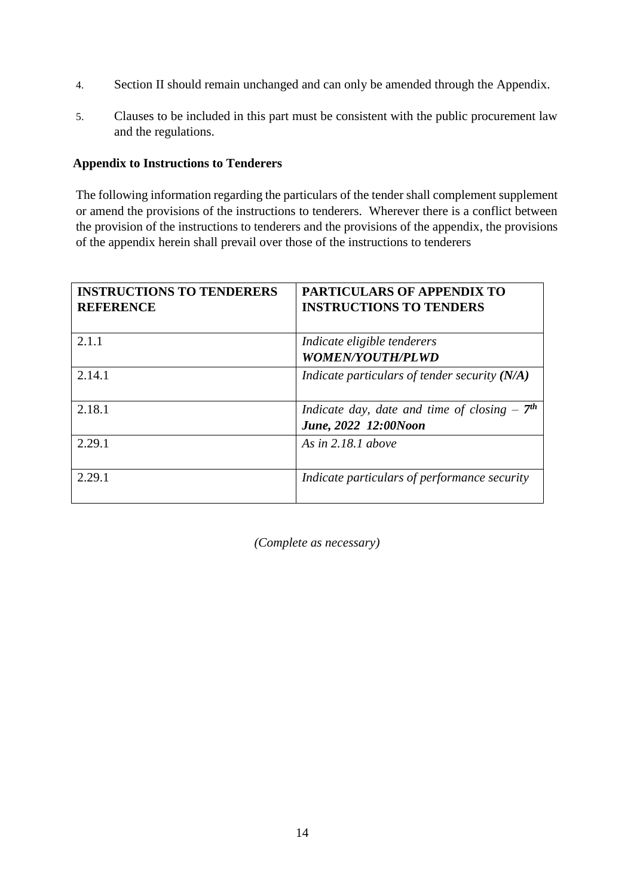4. Section II should remain unchanged and can only be amended through the Appendix.

5. Clauses to be included in this part must be consistent with the public procurement law and the regulations.

**Appendix to Instructions to Tenderers**

The following information regarding the particulars of the tender shall complement supplement or amend the provisions of the instructions to tenderers. Wherever there is a conflict between the provision of the instructions to tenderers and the provisions of the appendix, the provisions of the appendix herein shall prevail over those of the instructions to tenderers

| **INSTRUCTIONS TO TENDERERS REFERENCE** | **PARTICULARS OF APPENDIX TO INSTRUCTIONS TO TENDERS** |
|---|---|
| 2.1.1 | *Indicate eligible tenderers* ***WOMEN/YOUTH/PLWD*** |
| 2.14.1 | *Indicate particulars of tender security* ***(N/A)*** |
| 2.18.1 | *Indicate day, date and time of closing –* ***7th June, 2022 12:00Noon*** |
| 2.29.1 | *As in 2.18.1 above* |
| 2.29.1 | *Indicate particulars of performance security* |

*(Complete as necessary)*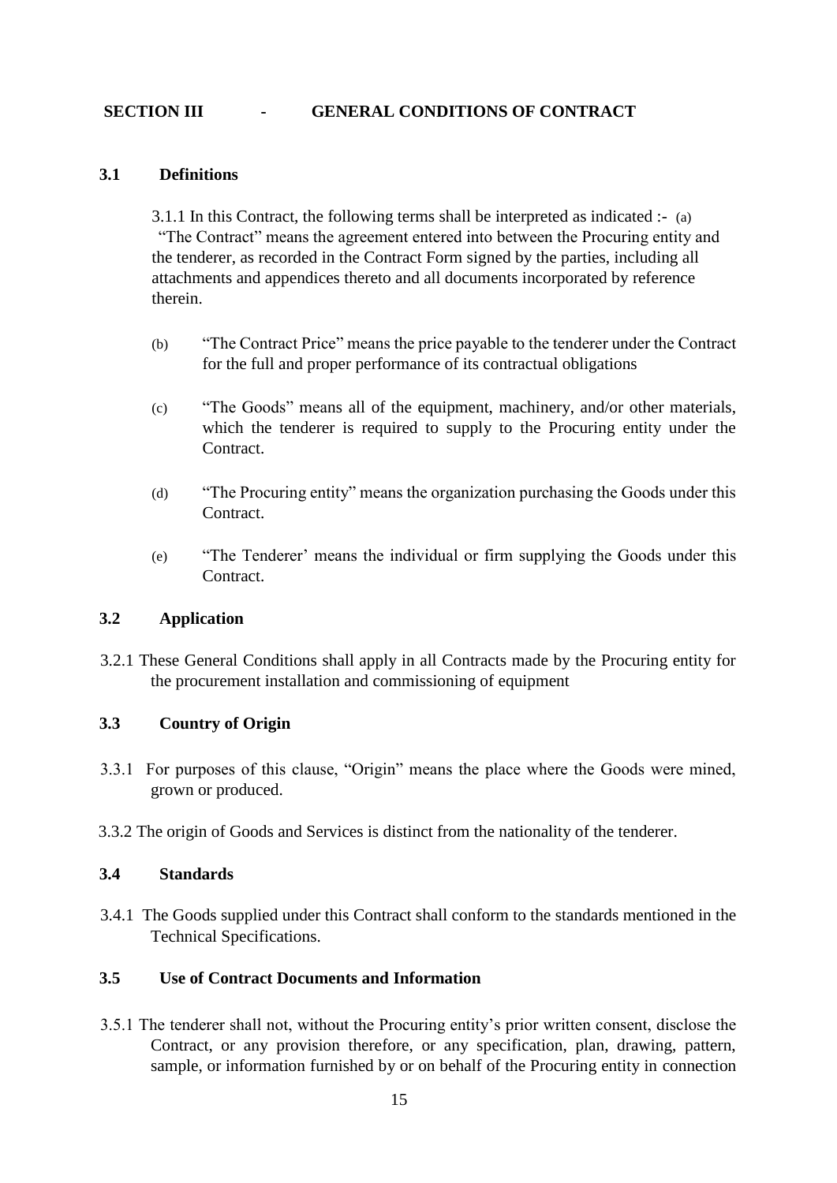## SECTION III - GENERAL CONDITIONS OF CONTRACT

### 3.1 Definitions

3.1.1 In this Contract, the following terms shall be interpreted as indicated :- (a) "The Contract" means the agreement entered into between the Procuring entity and the tenderer, as recorded in the Contract Form signed by the parties, including all attachments and appendices thereto and all documents incorporated by reference therein.

(b) "The Contract Price" means the price payable to the tenderer under the Contract for the full and proper performance of its contractual obligations

(c) "The Goods" means all of the equipment, machinery, and/or other materials, which the tenderer is required to supply to the Procuring entity under the Contract.

(d) "The Procuring entity" means the organization purchasing the Goods under this Contract.

(e) "The Tenderer' means the individual or firm supplying the Goods under this Contract.

### 3.2 Application

3.2.1 These General Conditions shall apply in all Contracts made by the Procuring entity for the procurement installation and commissioning of equipment

### 3.3 Country of Origin

3.3.1 For purposes of this clause, "Origin" means the place where the Goods were mined, grown or produced.

3.3.2 The origin of Goods and Services is distinct from the nationality of the tenderer.

### 3.4 Standards

3.4.1 The Goods supplied under this Contract shall conform to the standards mentioned in the Technical Specifications.

### 3.5 Use of Contract Documents and Information

3.5.1 The tenderer shall not, without the Procuring entity's prior written consent, disclose the Contract, or any provision therefore, or any specification, plan, drawing, pattern, sample, or information furnished by or on behalf of the Procuring entity in connection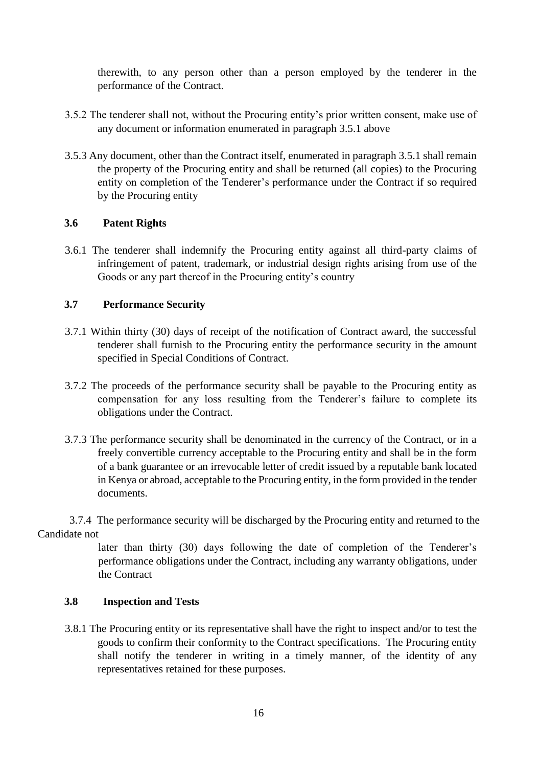therewith, to any person other than a person employed by the tenderer in the performance of the Contract.

3.5.2 The tenderer shall not, without the Procuring entity's prior written consent, make use of any document or information enumerated in paragraph 3.5.1 above

3.5.3 Any document, other than the Contract itself, enumerated in paragraph 3.5.1 shall remain the property of the Procuring entity and shall be returned (all copies) to the Procuring entity on completion of the Tenderer's performance under the Contract if so required by the Procuring entity

### 3.6 Patent Rights

3.6.1 The tenderer shall indemnify the Procuring entity against all third-party claims of infringement of patent, trademark, or industrial design rights arising from use of the Goods or any part thereof in the Procuring entity's country

### 3.7 Performance Security

3.7.1 Within thirty (30) days of receipt of the notification of Contract award, the successful tenderer shall furnish to the Procuring entity the performance security in the amount specified in Special Conditions of Contract.

3.7.2 The proceeds of the performance security shall be payable to the Procuring entity as compensation for any loss resulting from the Tenderer's failure to complete its obligations under the Contract.

3.7.3 The performance security shall be denominated in the currency of the Contract, or in a freely convertible currency acceptable to the Procuring entity and shall be in the form of a bank guarantee or an irrevocable letter of credit issued by a reputable bank located in Kenya or abroad, acceptable to the Procuring entity, in the form provided in the tender documents.

3.7.4 The performance security will be discharged by the Procuring entity and returned to the Candidate not later than thirty (30) days following the date of completion of the Tenderer's performance obligations under the Contract, including any warranty obligations, under the Contract

### 3.8 Inspection and Tests

3.8.1 The Procuring entity or its representative shall have the right to inspect and/or to test the goods to confirm their conformity to the Contract specifications. The Procuring entity shall notify the tenderer in writing in a timely manner, of the identity of any representatives retained for these purposes.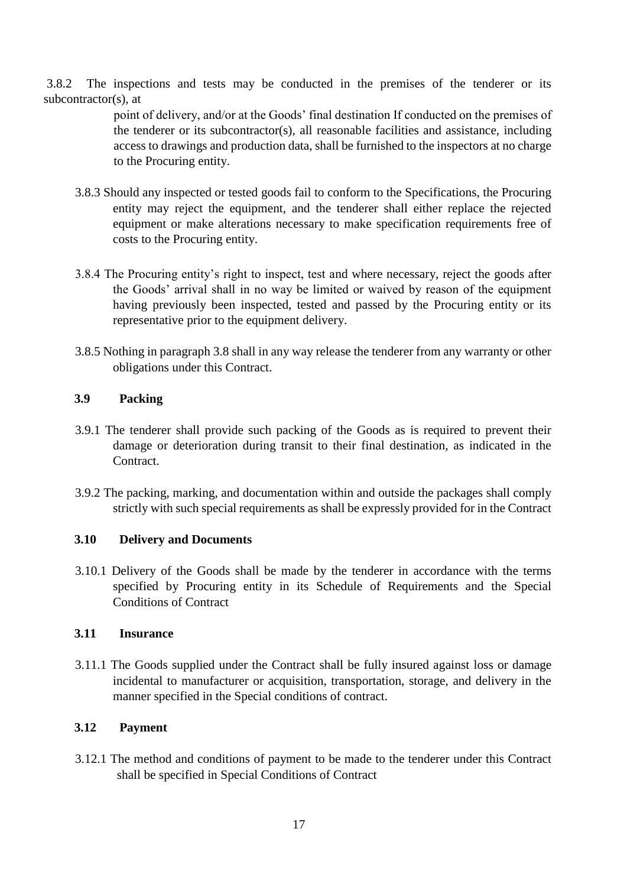3.8.2 The inspections and tests may be conducted in the premises of the tenderer or its subcontractor(s), at point of delivery, and/or at the Goods' final destination If conducted on the premises of the tenderer or its subcontractor(s), all reasonable facilities and assistance, including access to drawings and production data, shall be furnished to the inspectors at no charge to the Procuring entity.

3.8.3 Should any inspected or tested goods fail to conform to the Specifications, the Procuring entity may reject the equipment, and the tenderer shall either replace the rejected equipment or make alterations necessary to make specification requirements free of costs to the Procuring entity.

3.8.4 The Procuring entity's right to inspect, test and where necessary, reject the goods after the Goods' arrival shall in no way be limited or waived by reason of the equipment having previously been inspected, tested and passed by the Procuring entity or its representative prior to the equipment delivery.

3.8.5 Nothing in paragraph 3.8 shall in any way release the tenderer from any warranty or other obligations under this Contract.

**3.9 Packing**

3.9.1 The tenderer shall provide such packing of the Goods as is required to prevent their damage or deterioration during transit to their final destination, as indicated in the Contract.

3.9.2 The packing, marking, and documentation within and outside the packages shall comply strictly with such special requirements as shall be expressly provided for in the Contract

**3.10 Delivery and Documents**

3.10.1 Delivery of the Goods shall be made by the tenderer in accordance with the terms specified by Procuring entity in its Schedule of Requirements and the Special Conditions of Contract

**3.11 Insurance**

3.11.1 The Goods supplied under the Contract shall be fully insured against loss or damage incidental to manufacturer or acquisition, transportation, storage, and delivery in the manner specified in the Special conditions of contract.

**3.12 Payment**

3.12.1 The method and conditions of payment to be made to the tenderer under this Contract shall be specified in Special Conditions of Contract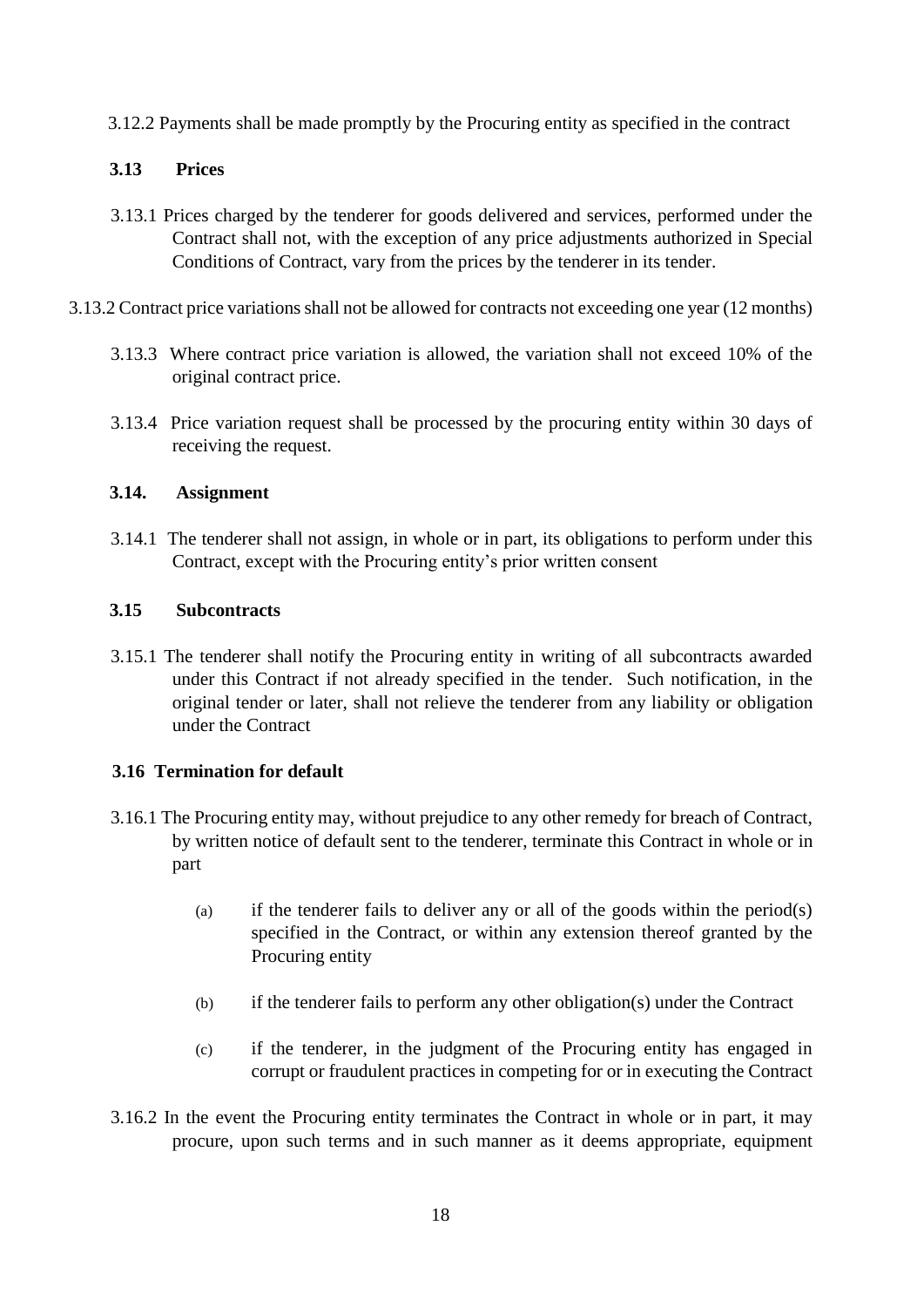3.12.2 Payments shall be made promptly by the Procuring entity as specified in the contract

### 3.13 Prices

3.13.1 Prices charged by the tenderer for goods delivered and services, performed under the Contract shall not, with the exception of any price adjustments authorized in Special Conditions of Contract, vary from the prices by the tenderer in its tender.

3.13.2 Contract price variations shall not be allowed for contracts not exceeding one year (12 months)

3.13.3 Where contract price variation is allowed, the variation shall not exceed 10% of the original contract price.

3.13.4 Price variation request shall be processed by the procuring entity within 30 days of receiving the request.

### 3.14. Assignment

3.14.1 The tenderer shall not assign, in whole or in part, its obligations to perform under this Contract, except with the Procuring entity's prior written consent

### 3.15 Subcontracts

3.15.1 The tenderer shall notify the Procuring entity in writing of all subcontracts awarded under this Contract if not already specified in the tender. Such notification, in the original tender or later, shall not relieve the tenderer from any liability or obligation under the Contract

### 3.16 Termination for default

3.16.1 The Procuring entity may, without prejudice to any other remedy for breach of Contract, by written notice of default sent to the tenderer, terminate this Contract in whole or in part

(a) if the tenderer fails to deliver any or all of the goods within the period(s) specified in the Contract, or within any extension thereof granted by the Procuring entity

(b) if the tenderer fails to perform any other obligation(s) under the Contract

(c) if the tenderer, in the judgment of the Procuring entity has engaged in corrupt or fraudulent practices in competing for or in executing the Contract

3.16.2 In the event the Procuring entity terminates the Contract in whole or in part, it may procure, upon such terms and in such manner as it deems appropriate, equipment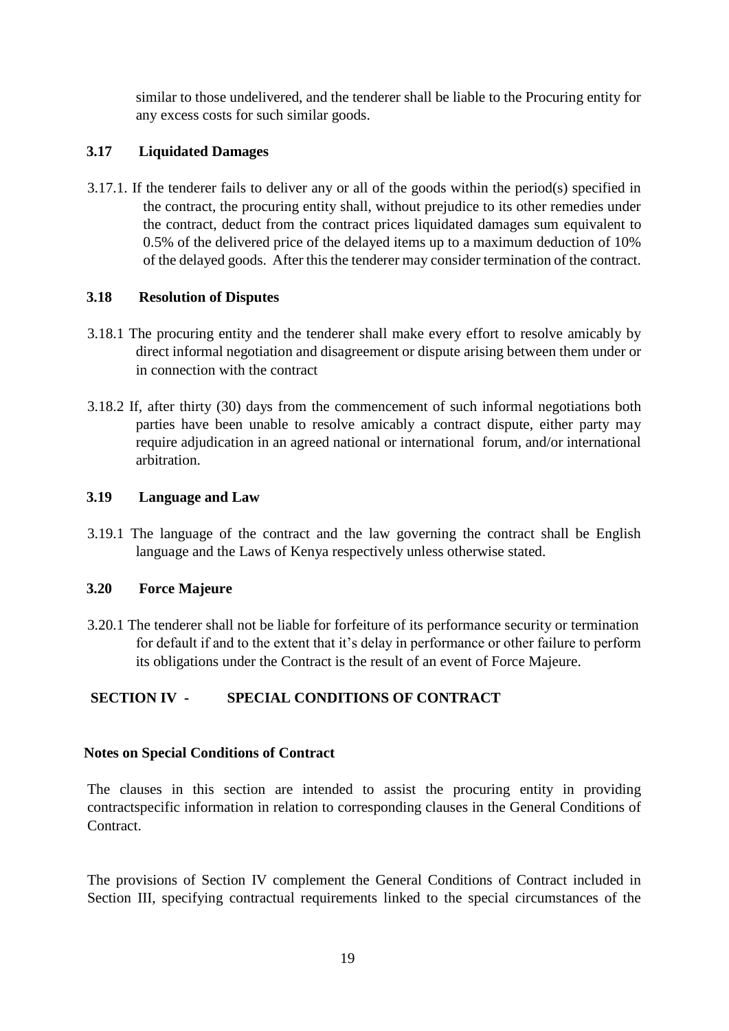similar to those undelivered, and the tenderer shall be liable to the Procuring entity for any excess costs for such similar goods.

### 3.17 Liquidated Damages

3.17.1. If the tenderer fails to deliver any or all of the goods within the period(s) specified in the contract, the procuring entity shall, without prejudice to its other remedies under the contract, deduct from the contract prices liquidated damages sum equivalent to 0.5% of the delivered price of the delayed items up to a maximum deduction of 10% of the delayed goods. After this the tenderer may consider termination of the contract.

### 3.18 Resolution of Disputes

3.18.1 The procuring entity and the tenderer shall make every effort to resolve amicably by direct informal negotiation and disagreement or dispute arising between them under or in connection with the contract

3.18.2 If, after thirty (30) days from the commencement of such informal negotiations both parties have been unable to resolve amicably a contract dispute, either party may require adjudication in an agreed national or international forum, and/or international arbitration.

### 3.19 Language and Law

3.19.1 The language of the contract and the law governing the contract shall be English language and the Laws of Kenya respectively unless otherwise stated.

### 3.20 Force Majeure

3.20.1 The tenderer shall not be liable for forfeiture of its performance security or termination for default if and to the extent that it's delay in performance or other failure to perform its obligations under the Contract is the result of an event of Force Majeure.

## SECTION IV - SPECIAL CONDITIONS OF CONTRACT

**Notes on Special Conditions of Contract**

The clauses in this section are intended to assist the procuring entity in providing contractspecific information in relation to corresponding clauses in the General Conditions of Contract.

The provisions of Section IV complement the General Conditions of Contract included in Section III, specifying contractual requirements linked to the special circumstances of the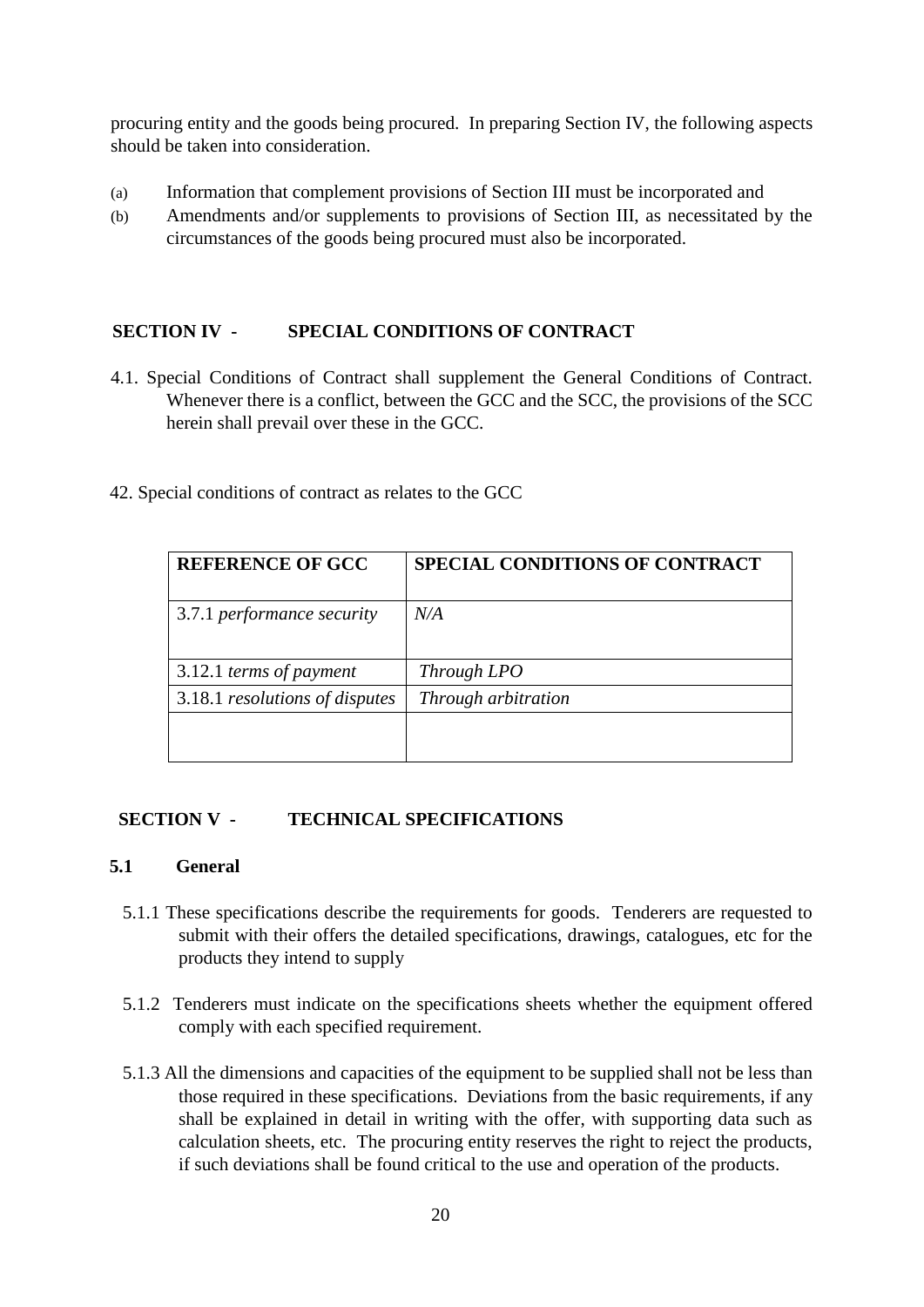procuring entity and the goods being procured. In preparing Section IV, the following aspects should be taken into consideration.

(a) Information that complement provisions of Section III must be incorporated and
(b) Amendments and/or supplements to provisions of Section III, as necessitated by the circumstances of the goods being procured must also be incorporated.

## SECTION IV - SPECIAL CONDITIONS OF CONTRACT

4.1. Special Conditions of Contract shall supplement the General Conditions of Contract. Whenever there is a conflict, between the GCC and the SCC, the provisions of the SCC herein shall prevail over these in the GCC.

42. Special conditions of contract as relates to the GCC

| REFERENCE OF GCC | SPECIAL CONDITIONS OF CONTRACT |
|---|---|
| 3.7.1 *performance security* | *N/A* |
| 3.12.1 *terms of payment* | *Through LPO* |
| 3.18.1 *resolutions of disputes* | *Through arbitration* |
| | |

## SECTION V - TECHNICAL SPECIFICATIONS

### 5.1 General

5.1.1 These specifications describe the requirements for goods. Tenderers are requested to submit with their offers the detailed specifications, drawings, catalogues, etc for the products they intend to supply

5.1.2 Tenderers must indicate on the specifications sheets whether the equipment offered comply with each specified requirement.

5.1.3 All the dimensions and capacities of the equipment to be supplied shall not be less than those required in these specifications. Deviations from the basic requirements, if any shall be explained in detail in writing with the offer, with supporting data such as calculation sheets, etc. The procuring entity reserves the right to reject the products, if such deviations shall be found critical to the use and operation of the products.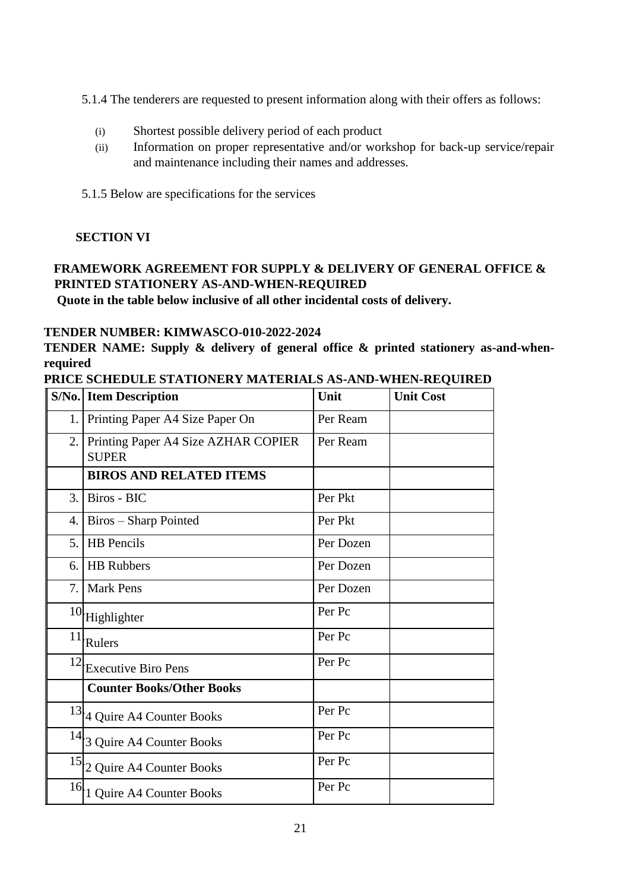5.1.4 The tenderers are requested to present information along with their offers as follows:

(i) Shortest possible delivery period of each product
(ii) Information on proper representative and/or workshop for back-up service/repair and maintenance including their names and addresses.

5.1.5 Below are specifications for the services

## SECTION VI

### FRAMEWORK AGREEMENT FOR SUPPLY & DELIVERY OF GENERAL OFFICE & PRINTED STATIONERY AS-AND-WHEN-REQUIRED

**Quote in the table below inclusive of all other incidental costs of delivery.**

**TENDER NUMBER: KIMWASCO-010-2022-2024**

**TENDER NAME: Supply & delivery of general office & printed stationery as-and-when-required**

**PRICE SCHEDULE STATIONERY MATERIALS AS-AND-WHEN-REQUIRED**

| S/No. | Item Description | Unit | Unit Cost |
|---|---|---|---|
| 1. | Printing Paper A4 Size Paper On | Per Ream | |
| 2. | Printing Paper A4 Size AZHAR COPIER SUPER | Per Ream | |
| | **BIROS AND RELATED ITEMS** | | |
| 3. | Biros - BIC | Per Pkt | |
| 4. | Biros – Sharp Pointed | Per Pkt | |
| 5. | HB Pencils | Per Dozen | |
| 6. | HB Rubbers | Per Dozen | |
| 7. | Mark Pens | Per Dozen | |
| 10. | Highlighter | Per Pc | |
| 11. | Rulers | Per Pc | |
| 12. | Executive Biro Pens | Per Pc | |
| | **Counter Books/Other Books** | | |
| 13. | 4 Quire A4 Counter Books | Per Pc | |
| 14. | 3 Quire A4 Counter Books | Per Pc | |
| 15. | 2 Quire A4 Counter Books | Per Pc | |
| 16. | 1 Quire A4 Counter Books | Per Pc | |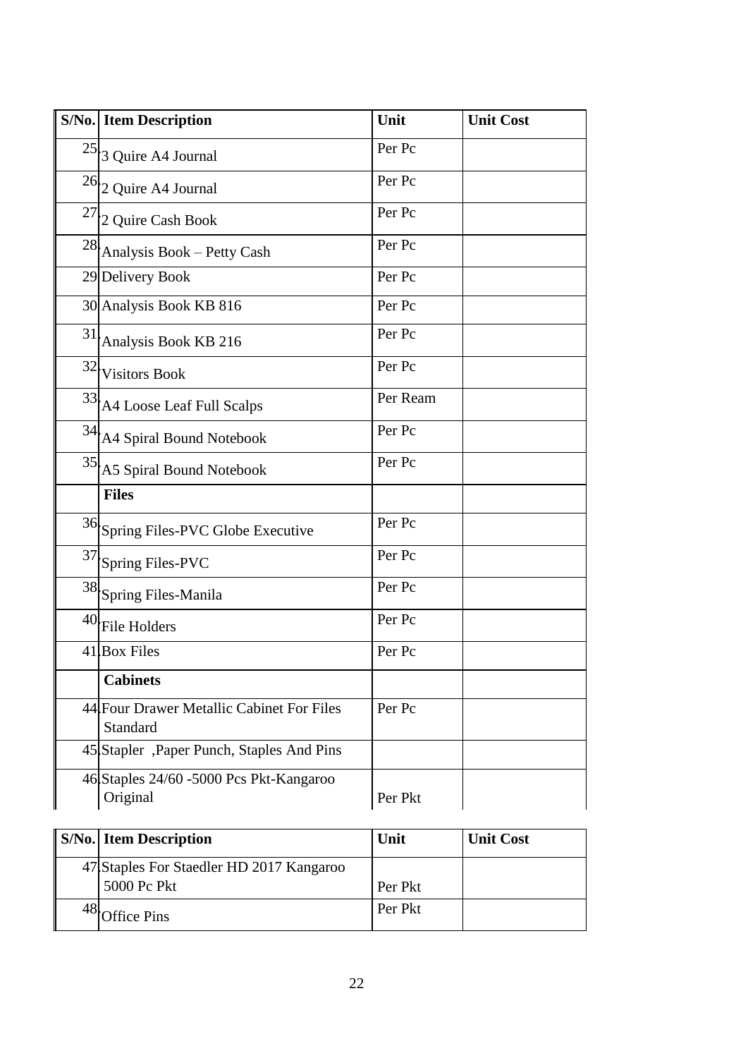| S/No. | Item Description | Unit | Unit Cost |
|---|---|---|---|
| 25 | 3 Quire A4 Journal | Per Pc | |
| 26 | 2 Quire A4 Journal | Per Pc | |
| 27 | 2 Quire Cash Book | Per Pc | |
| 28 | Analysis Book – Petty Cash | Per Pc | |
| 29 | Delivery Book | Per Pc | |
| 30 | Analysis Book KB 816 | Per Pc | |
| 31 | Analysis Book KB 216 | Per Pc | |
| 32 | Visitors Book | Per Pc | |
| 33 | A4 Loose Leaf Full Scalps | Per Ream | |
| 34 | A4 Spiral Bound Notebook | Per Pc | |
| 35 | A5 Spiral Bound Notebook | Per Pc | |
| | **Files** | | |
| 36 | Spring Files-PVC Globe Executive | Per Pc | |
| 37 | Spring Files-PVC | Per Pc | |
| 38 | Spring Files-Manila | Per Pc | |
| 40 | File Holders | Per Pc | |
| 41 | Box Files | Per Pc | |
| | **Cabinets** | | |
| 44 | Four Drawer Metallic Cabinet For Files Standard | Per Pc | |
| 45 | Stapler ,Paper Punch, Staples And Pins | | |
| 46 | Staples 24/60 -5000 Pcs Pkt-Kangaroo Original | Per Pkt | |
| 47 | Staples For Staedler HD 2017 Kangaroo 5000 Pc Pkt | Per Pkt | |
| 48 | Office Pins | Per Pkt | |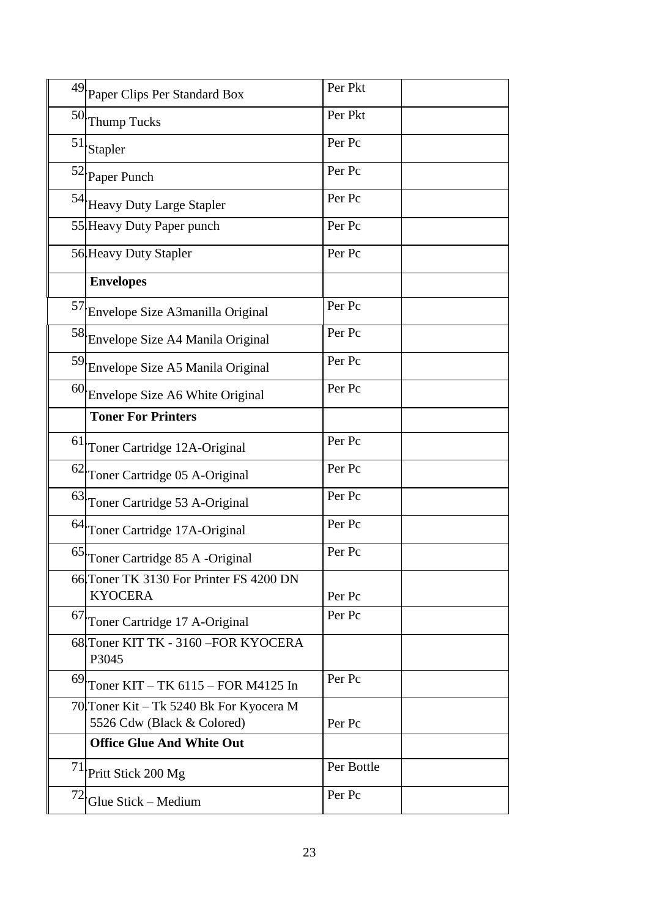| | | | |
|---|---|---|---|
| 49 | Paper Clips Per Standard Box | Per Pkt | |
| 50 | Thump Tucks | Per Pkt | |
| 51 | Stapler | Per Pc | |
| 52 | Paper Punch | Per Pc | |
| 54 | Heavy Duty Large Stapler | Per Pc | |
| 55 | Heavy Duty Paper punch | Per Pc | |
| 56 | Heavy Duty Stapler | Per Pc | |
| | **Envelopes** | | |
| 57 | Envelope Size A3manilla Original | Per Pc | |
| 58 | Envelope Size A4 Manila Original | Per Pc | |
| 59 | Envelope Size A5 Manila Original | Per Pc | |
| 60 | Envelope Size A6 White Original | Per Pc | |
| | **Toner For Printers** | | |
| 61 | Toner Cartridge 12A-Original | Per Pc | |
| 62 | Toner Cartridge 05 A-Original | Per Pc | |
| 63 | Toner Cartridge 53 A-Original | Per Pc | |
| 64 | Toner Cartridge 17A-Original | Per Pc | |
| 65 | Toner Cartridge 85 A -Original | Per Pc | |
| 66 | Toner TK 3130 For Printer FS 4200 DN KYOCERA | Per Pc | |
| 67 | Toner Cartridge 17 A-Original | Per Pc | |
| 68 | Toner KIT TK - 3160 –FOR KYOCERA P3045 | | |
| 69 | Toner KIT – TK 6115 – FOR M4125 In | Per Pc | |
| 70 | Toner Kit – Tk 5240 Bk For Kyocera M 5526 Cdw (Black & Colored) | Per Pc | |
| | **Office Glue And White Out** | | |
| 71 | Pritt Stick 200 Mg | Per Bottle | |
| 72 | Glue Stick – Medium | Per Pc | |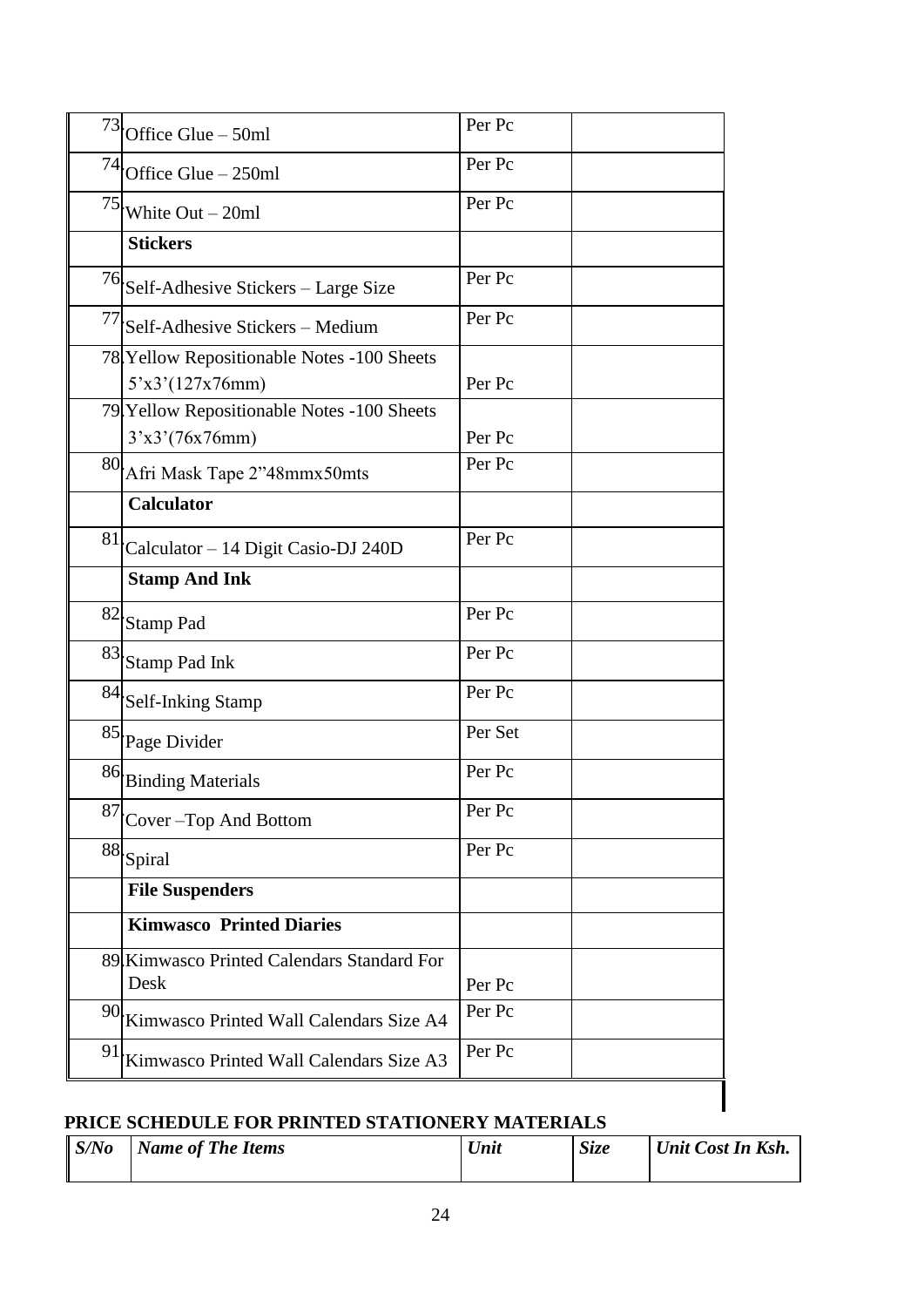| | | | |
|---|---|---|---|
| 73 | Office Glue – 50ml | Per Pc | |
| 74 | Office Glue – 250ml | Per Pc | |
| 75 | White Out – 20ml | Per Pc | |
| | **Stickers** | | |
| 76 | Self-Adhesive Stickers – Large Size | Per Pc | |
| 77 | Self-Adhesive Stickers – Medium | Per Pc | |
| 78 | Yellow Repositionable Notes -100 Sheets 5’x3’(127x76mm) | Per Pc | |
| 79 | Yellow Repositionable Notes -100 Sheets 3’x3’(76x76mm) | Per Pc | |
| 80 | Afri Mask Tape 2”48mmx50mts | Per Pc | |
| | **Calculator** | | |
| 81 | Calculator – 14 Digit Casio-DJ 240D | Per Pc | |
| | **Stamp And Ink** | | |
| 82 | Stamp Pad | Per Pc | |
| 83 | Stamp Pad Ink | Per Pc | |
| 84 | Self-Inking Stamp | Per Pc | |
| 85 | Page Divider | Per Set | |
| 86 | Binding Materials | Per Pc | |
| 87 | Cover –Top And Bottom | Per Pc | |
| 88 | Spiral | Per Pc | |
| | **File Suspenders** | | |
| | **Kimwasco Printed Diaries** | | |
| 89 | Kimwasco Printed Calendars Standard For Desk | Per Pc | |
| 90 | Kimwasco Printed Wall Calendars Size A4 | Per Pc | |
| 91 | Kimwasco Printed Wall Calendars Size A3 | Per Pc | |

**PRICE SCHEDULE FOR PRINTED STATIONERY MATERIALS**

| *S/No* | *Name of The Items* | *Unit* | *Size* | *Unit Cost In Ksh.* |
|---|---|---|---|---|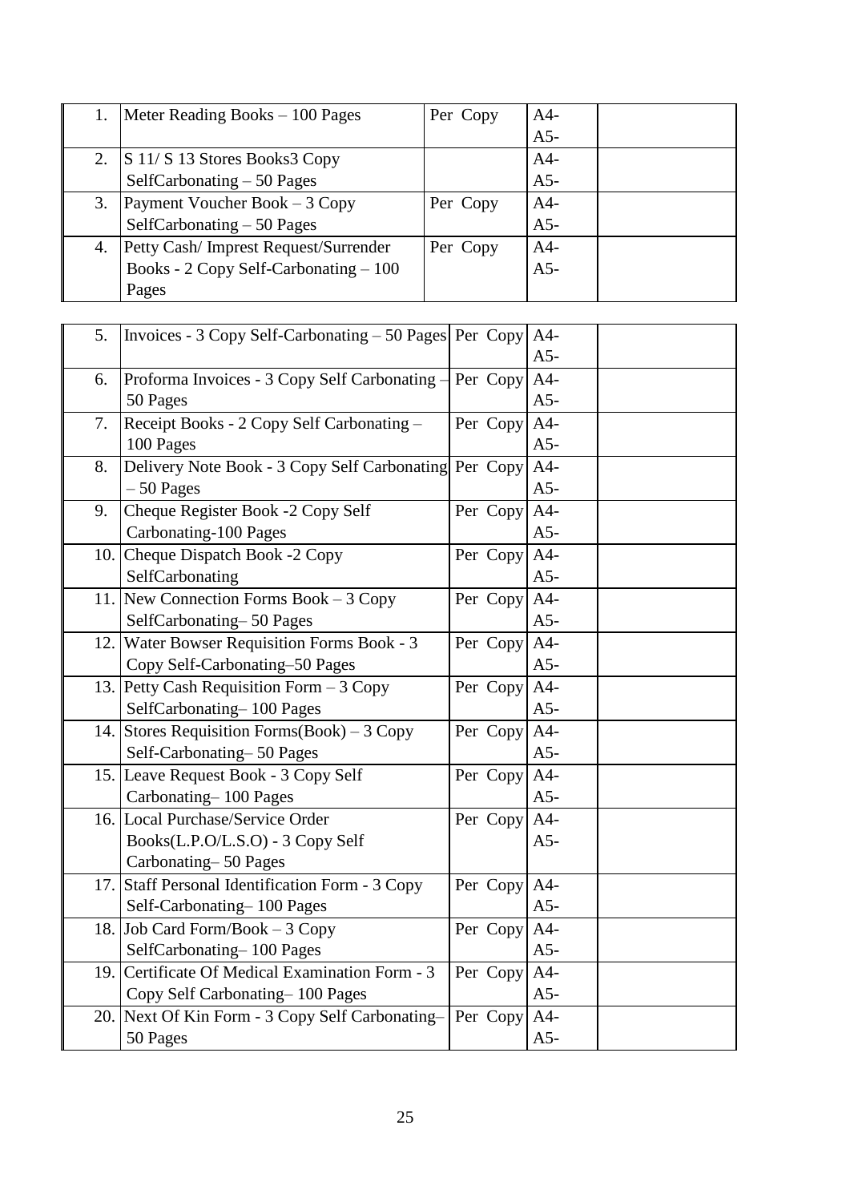| | | | | |
|---|---|---|---|---|
| 1. | Meter Reading Books – 100 Pages | Per Copy | A4-<br>A5- | |
| 2. | S 11/ S 13 Stores Books3 Copy SelfCarbonating – 50 Pages | | A4-<br>A5- | |
| 3. | Payment Voucher Book – 3 Copy SelfCarbonating – 50 Pages | Per Copy | A4-<br>A5- | |
| 4. | Petty Cash/ Imprest Request/Surrender Books - 2 Copy Self-Carbonating – 100 Pages | Per Copy | A4-<br>A5- | |

| | | | | |
|---|---|---|---|---|
| 5. | Invoices - 3 Copy Self-Carbonating – 50 Pages | Per Copy | A4-<br>A5- | |
| 6. | Proforma Invoices - 3 Copy Self Carbonating – 50 Pages | Per Copy | A4-<br>A5- | |
| 7. | Receipt Books - 2 Copy Self Carbonating – 100 Pages | Per Copy | A4-<br>A5- | |
| 8. | Delivery Note Book - 3 Copy Self Carbonating – 50 Pages | Per Copy | A4-<br>A5- | |
| 9. | Cheque Register Book -2 Copy Self Carbonating-100 Pages | Per Copy | A4-<br>A5- | |
| 10. | Cheque Dispatch Book -2 Copy SelfCarbonating | Per Copy | A4-<br>A5- | |
| 11. | New Connection Forms Book – 3 Copy SelfCarbonating– 50 Pages | Per Copy | A4-<br>A5- | |
| 12. | Water Bowser Requisition Forms Book - 3 Copy Self-Carbonating–50 Pages | Per Copy | A4-<br>A5- | |
| 13. | Petty Cash Requisition Form – 3 Copy SelfCarbonating– 100 Pages | Per Copy | A4-<br>A5- | |
| 14. | Stores Requisition Forms(Book) – 3 Copy Self-Carbonating– 50 Pages | Per Copy | A4-<br>A5- | |
| 15. | Leave Request Book - 3 Copy Self Carbonating– 100 Pages | Per Copy | A4-<br>A5- | |
| 16. | Local Purchase/Service Order Books(L.P.O/L.S.O) - 3 Copy Self Carbonating– 50 Pages | Per Copy | A4-<br>A5- | |
| 17. | Staff Personal Identification Form - 3 Copy Self-Carbonating– 100 Pages | Per Copy | A4-<br>A5- | |
| 18. | Job Card Form/Book – 3 Copy SelfCarbonating– 100 Pages | Per Copy | A4-<br>A5- | |
| 19. | Certificate Of Medical Examination Form - 3 Copy Self Carbonating– 100 Pages | Per Copy | A4-<br>A5- | |
| 20. | Next Of Kin Form - 3 Copy Self Carbonating– 50 Pages | Per Copy | A4-<br>A5- | |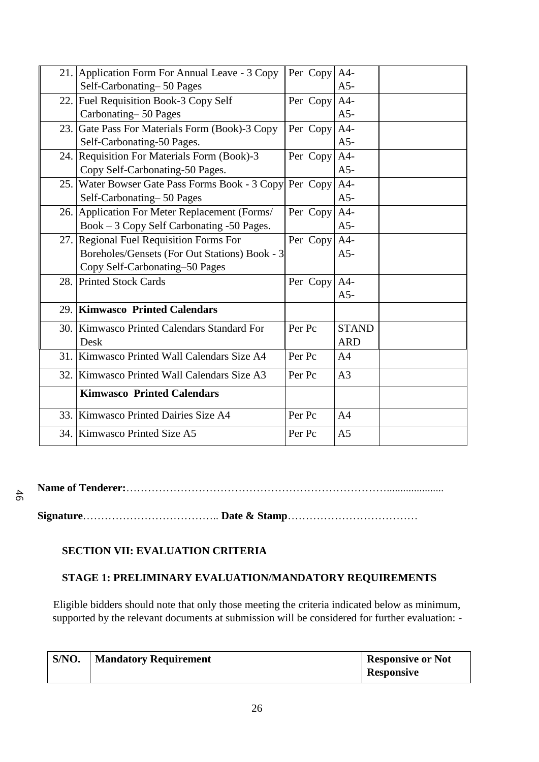| | | | | |
|---|---|---|---|---|
| 21. | Application Form For Annual Leave - 3 Copy Self-Carbonating– 50 Pages | Per Copy | A4-<br>A5- | |
| 22. | Fuel Requisition Book-3 Copy Self Carbonating– 50 Pages | Per Copy | A4-<br>A5- | |
| 23. | Gate Pass For Materials Form (Book)-3 Copy Self-Carbonating-50 Pages. | Per Copy | A4-<br>A5- | |
| 24. | Requisition For Materials Form (Book)-3 Copy Self-Carbonating-50 Pages. | Per Copy | A4-<br>A5- | |
| 25. | Water Bowser Gate Pass Forms Book - 3 Copy Self-Carbonating– 50 Pages | Per Copy | A4-<br>A5- | |
| 26. | Application For Meter Replacement (Forms/ Book – 3 Copy Self Carbonating -50 Pages. | Per Copy | A4-<br>A5- | |
| 27. | Regional Fuel Requisition Forms For Boreholes/Gensets (For Out Stations) Book - 3 Copy Self-Carbonating–50 Pages | Per Copy | A4-<br>A5- | |
| 28. | Printed Stock Cards | Per Copy | A4-<br>A5- | |
| 29. | **Kimwasco Printed Calendars** | | | |
| 30. | Kimwasco Printed Calendars Standard For Desk | Per Pc | STANDARD | |
| 31. | Kimwasco Printed Wall Calendars Size A4 | Per Pc | A4 | |
| 32. | Kimwasco Printed Wall Calendars Size A3 | Per Pc | A3 | |
| | **Kimwasco Printed Calendars** | | | |
| 33. | Kimwasco Printed Dairies Size A4 | Per Pc | A4 | |
| 34. | Kimwasco Printed Size A5 | Per Pc | A5 | |

**Name of Tenderer:**…………………………………………………………………....................

**Signature**……………………………….. **Date & Stamp**………………………………

## SECTION VII: EVALUATION CRITERIA

### STAGE 1: PRELIMINARY EVALUATION/MANDATORY REQUIREMENTS

Eligible bidders should note that only those meeting the criteria indicated below as minimum, supported by the relevant documents at submission will be considered for further evaluation: -

| S/NO. | Mandatory Requirement | Responsive or Not Responsive |
|---|---|---|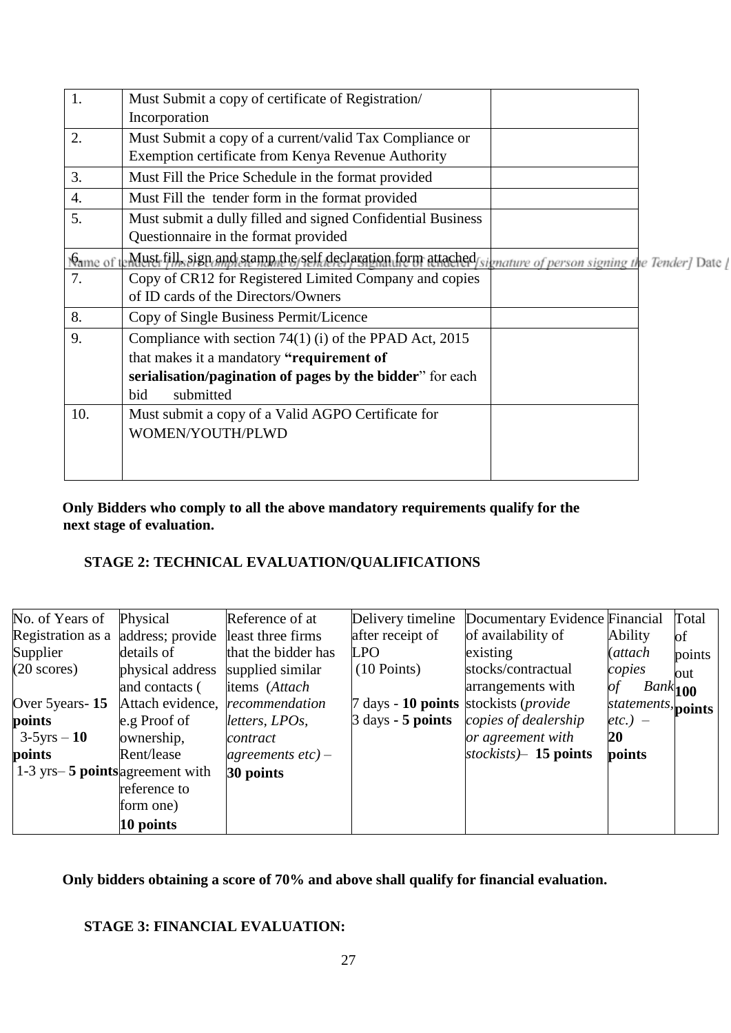| | | |
|---|---|---|
| 1. | Must Submit a copy of certificate of Registration/ Incorporation | |
| 2. | Must Submit a copy of a current/valid Tax Compliance or Exemption certificate from Kenya Revenue Authority | |
| 3. | Must Fill the Price Schedule in the format provided | |
| 4. | Must Fill the tender form in the format provided | |
| 5. | Must submit a dully filled and signed Confidential Business Questionnaire in the format provided | |
| 6. | Must fill, sign and stamp the self declaration form attached | |
| 7. | Copy of CR12 for Registered Limited Company and copies of ID cards of the Directors/Owners | |
| 8. | Copy of Single Business Permit/Licence | |
| 9. | Compliance with section 74(1) (i) of the PPAD Act, 2015 that makes it a mandatory **"requirement of serialisation/pagination of pages by the bidder"** for each bid submitted | |
| 10. | Must submit a copy of a Valid AGPO Certificate for WOMEN/YOUTH/PLWD | |

**Only Bidders who comply to all the above mandatory requirements qualify for the next stage of evaluation.**

**STAGE 2: TECHNICAL EVALUATION/QUALIFICATIONS**

| No. of Years of Registration as a Supplier (20 scores)<br><br>Over 5years- **15 points**<br>3-5yrs – **10 points**<br>1-3 yrs– **5 points** | Physical address; provide details of physical address and contacts ( Attach evidence, e.g Proof of ownership, Rent/lease agreement with reference to form one)<br>**10 points** | Reference of at least three firms that the bidder has supplied similar items (*Attach recommendation letters, LPOs, contract agreements etc)* – **30 points** | Delivery timeline after receipt of LPO (10 Points)<br><br>7 days - **10 points**<br>3 days **- 5 points** | Documentary Evidence of availability of existing stocks/contractual arrangements with stockists (*provide copies of dealership or agreement with stockists)*– **15 points** | Financial Ability (*attach copies of Bank statements, etc.)* – **20 points** | Total of points out **100 points** |
|---|---|---|---|---|---|---|

**Only bidders obtaining a score of 70% and above shall qualify for financial evaluation.**

**STAGE 3: FINANCIAL EVALUATION:**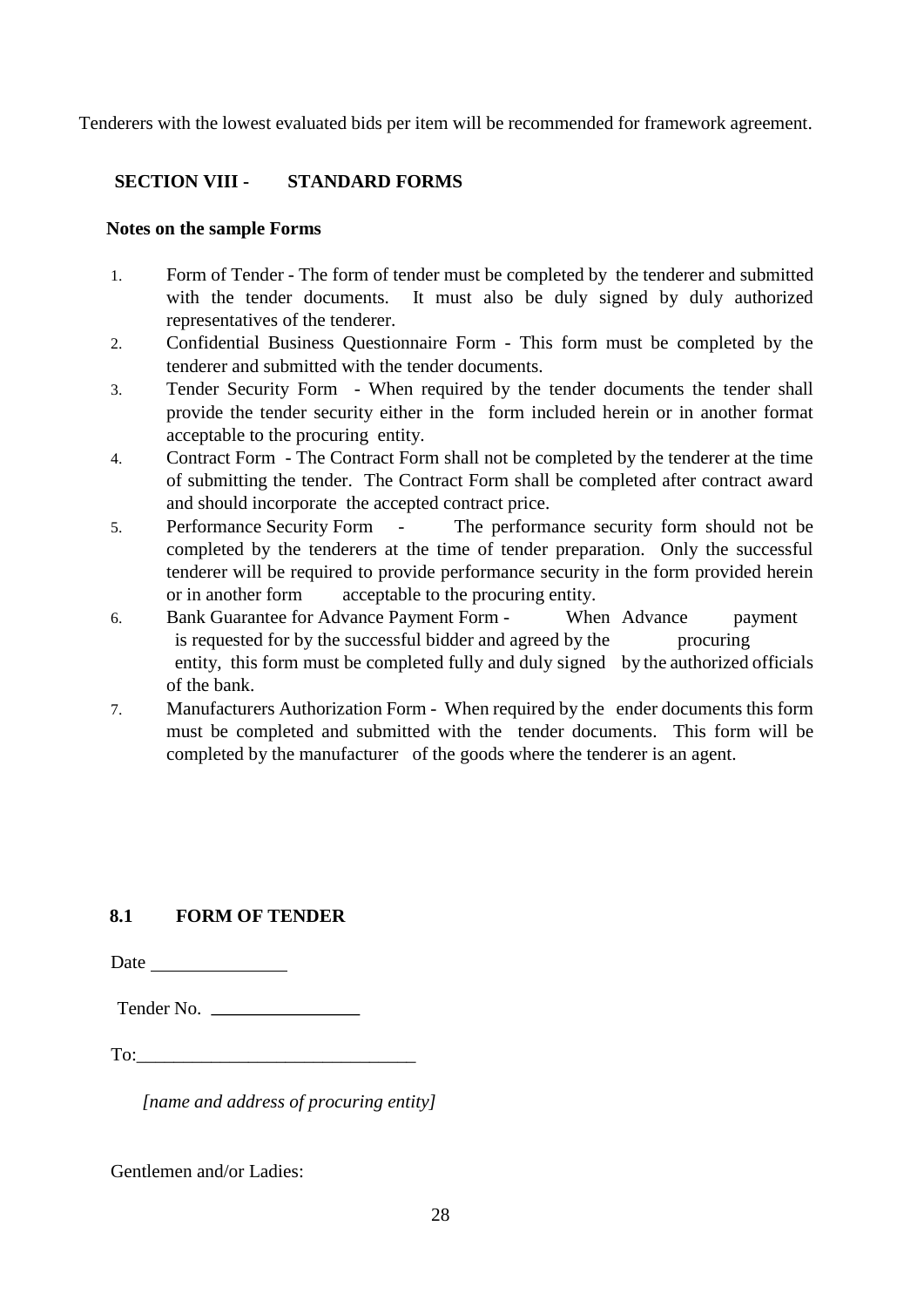Tenderers with the lowest evaluated bids per item will be recommended for framework agreement.

## SECTION VIII - STANDARD FORMS

**Notes on the sample Forms**

1. Form of Tender - The form of tender must be completed by the tenderer and submitted with the tender documents. It must also be duly signed by duly authorized representatives of the tenderer.
2. Confidential Business Questionnaire Form - This form must be completed by the tenderer and submitted with the tender documents.
3. Tender Security Form - When required by the tender documents the tender shall provide the tender security either in the form included herein or in another format acceptable to the procuring entity.
4. Contract Form - The Contract Form shall not be completed by the tenderer at the time of submitting the tender. The Contract Form shall be completed after contract award and should incorporate the accepted contract price.
5. Performance Security Form - The performance security form should not be completed by the tenderers at the time of tender preparation. Only the successful tenderer will be required to provide performance security in the form provided herein or in another form acceptable to the procuring entity.
6. Bank Guarantee for Advance Payment Form - When Advance payment is requested for by the successful bidder and agreed by the procuring entity, this form must be completed fully and duly signed by the authorized officials of the bank.
7. Manufacturers Authorization Form - When required by the ender documents this form must be completed and submitted with the tender documents. This form will be completed by the manufacturer of the goods where the tenderer is an agent.

### 8.1 FORM OF TENDER

Date _______________

Tender No. ________________

To:______________________________

*[name and address of procuring entity]*

Gentlemen and/or Ladies: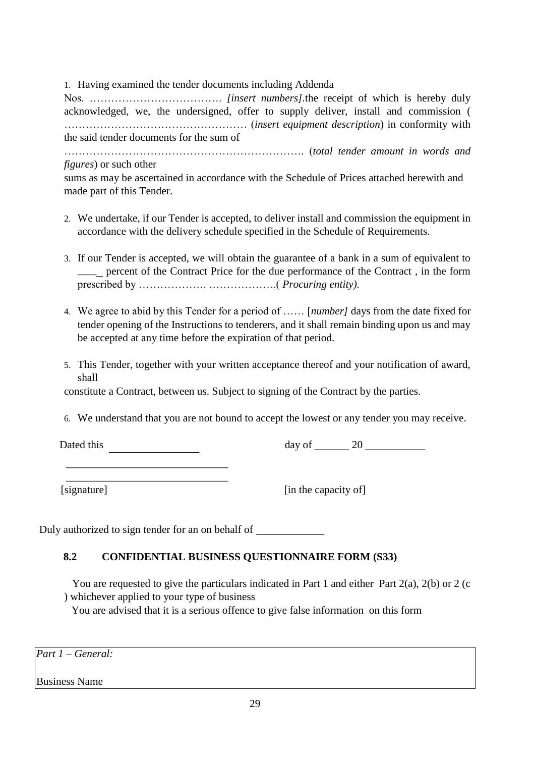1. Having examined the tender documents including Addenda Nos. ………………………………. *[insert numbers]*.the receipt of which is hereby duly acknowledged, we, the undersigned, offer to supply deliver, install and commission ( …………………………………………… (*insert equipment description*) in conformity with the said tender documents for the sum of ………………………………………………………. (*total tender amount in words and figures*) or such other sums as may be ascertained in accordance with the Schedule of Prices attached herewith and made part of this Tender.

2. We undertake, if our Tender is accepted, to deliver install and commission the equipment in accordance with the delivery schedule specified in the Schedule of Requirements.

3. If our Tender is accepted, we will obtain the guarantee of a bank in a sum of equivalent to ____ percent of the Contract Price for the due performance of the Contract , in the form prescribed by ………………. ……………….( *Procuring entity).*

4. We agree to abid by this Tender for a period of …… [*number]* days from the date fixed for tender opening of the Instructions to tenderers, and it shall remain binding upon us and may be accepted at any time before the expiration of that period.

5. This Tender, together with your written acceptance thereof and your notification of award, shall constitute a Contract, between us. Subject to signing of the Contract by the parties.

6. We understand that you are not bound to accept the lowest or any tender you may receive.

Dated this ________________ day of ______ 20 ___________

_____________________________

_____________________________

[signature] [in the capacity of]

Duly authorized to sign tender for an on behalf of ____________

**8.2 CONFIDENTIAL BUSINESS QUESTIONNAIRE FORM (S33)**

You are requested to give the particulars indicated in Part 1 and either Part 2(a), 2(b) or 2 (c ) whichever applied to your type of business

You are advised that it is a serious offence to give false information on this form

| *Part 1 – General:* |
|---|
| Business Name |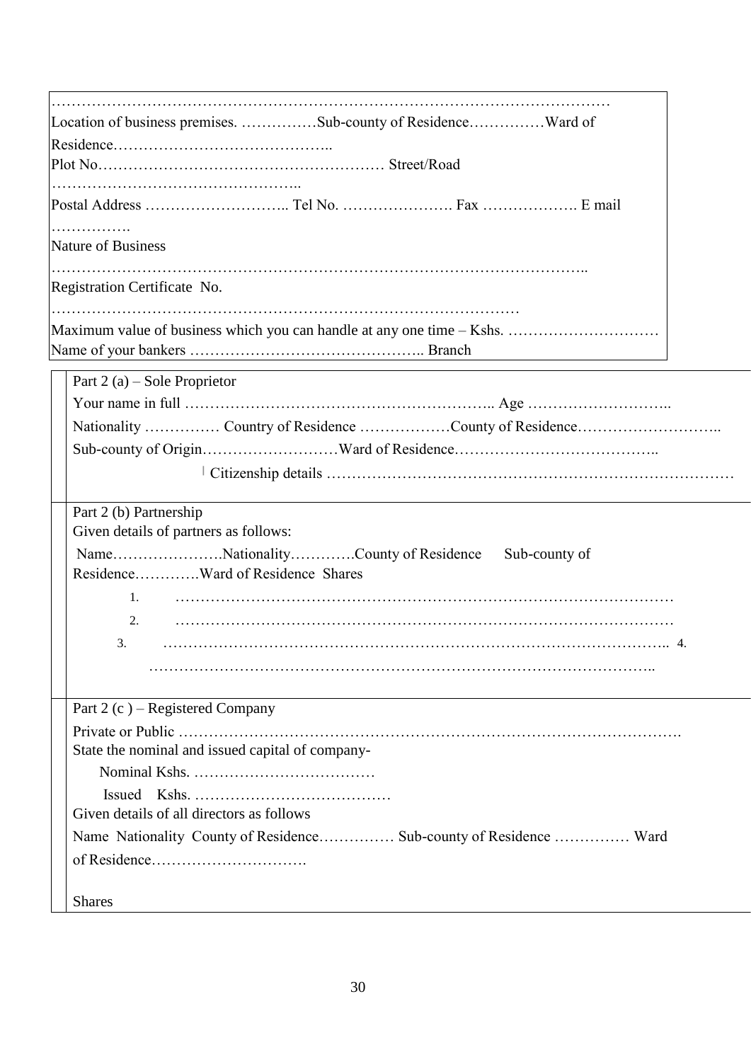……………………………………………………………………………………………………

Location of business premises. ……………Sub-county of Residence……………Ward of Residence……………………………………..

Plot No………………………………………………… Street/Road …………………………………………..

Postal Address ……………………….. Tel No. …………………. Fax ………………. E mail …………….

Nature of Business ………………………………………………………………………………………..

Registration Certificate No. ………………………………………………………………………………

Maximum value of business which you can handle at any one time – Kshs. …………………………

Name of your bankers ……………………………………….. Branch

Part 2 (a) – Sole Proprietor

Your name in full …………………………………………………….. Age ………………………..

Nationality …………… Country of Residence ………………County of Residence………………………..

Sub-county of Origin………………………Ward of Residence…………………………………..

Citizenship details ……………………………………………………………………

Part 2 (b) Partnership

Given details of partners as follows:

Name………………….Nationality…………County of Residence Sub-county of Residence…………Ward of Residence Shares

1. ……………………………………………………………………………………
2. ……………………………………………………………………………………
3. …………………………………………………………………………………….. 4. ……………………………………………………………………………………..

Part 2 (c ) – Registered Company

Private or Public ……………………………………………………………………………………….

State the nominal and issued capital of company-

Nominal Kshs. ………………………………

Issued Kshs. …………………………………

Given details of all directors as follows

Name Nationality County of Residence…………… Sub-county of Residence …………… Ward of Residence………………………….

Shares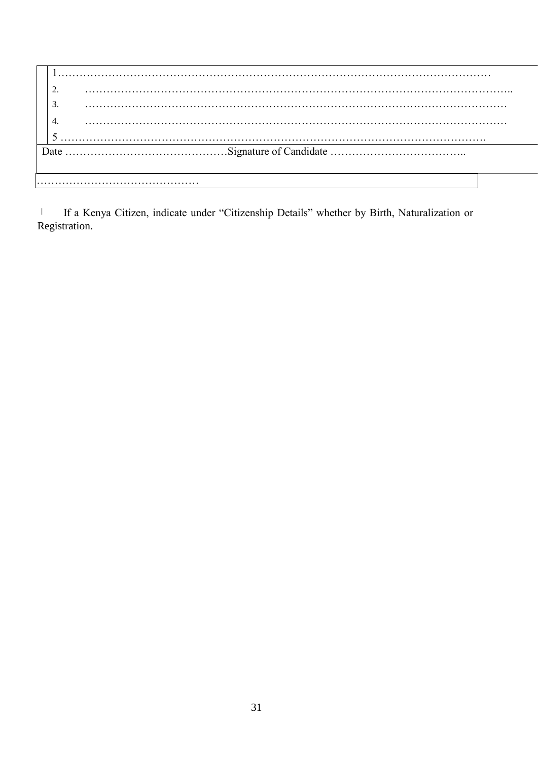1…………………………………………………………………………………………………………

2. ……………………………………………………………………………………………………..

3. ……………………………………………………………………………………………………

4. ……………………………………………………………………………………………………

5 ……………………………………………………………………………………………………….

Date ………………………………………Signature of Candidate ………………………………..

………………………………………

| If a Kenya Citizen, indicate under "Citizenship Details" whether by Birth, Naturalization or Registration.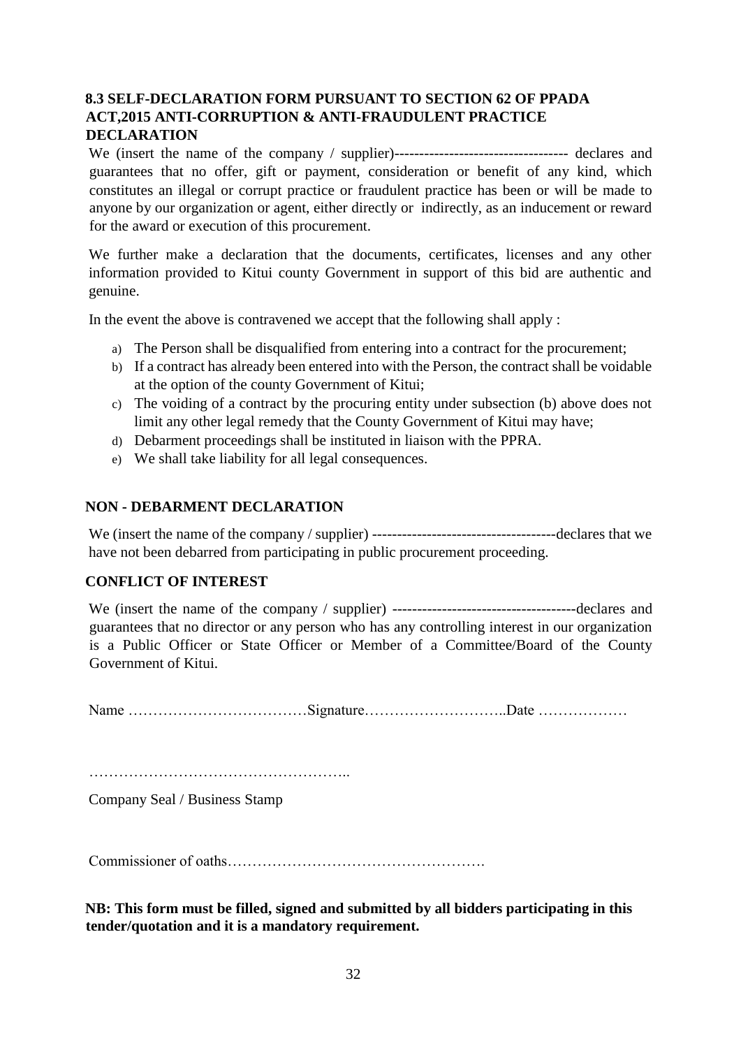### 8.3 SELF-DECLARATION FORM PURSUANT TO SECTION 62 OF PPADA ACT,2015 ANTI-CORRUPTION & ANTI-FRAUDULENT PRACTICE DECLARATION

We (insert the name of the company / supplier)---------------------------------- declares and guarantees that no offer, gift or payment, consideration or benefit of any kind, which constitutes an illegal or corrupt practice or fraudulent practice has been or will be made to anyone by our organization or agent, either directly or indirectly, as an inducement or reward for the award or execution of this procurement.

We further make a declaration that the documents, certificates, licenses and any other information provided to Kitui county Government in support of this bid are authentic and genuine.

In the event the above is contravened we accept that the following shall apply :

a) The Person shall be disqualified from entering into a contract for the procurement;
b) If a contract has already been entered into with the Person, the contract shall be voidable at the option of the county Government of Kitui;
c) The voiding of a contract by the procuring entity under subsection (b) above does not limit any other legal remedy that the County Government of Kitui may have;
d) Debarment proceedings shall be instituted in liaison with the PPRA.
e) We shall take liability for all legal consequences.

### NON - DEBARMENT DECLARATION

We (insert the name of the company / supplier) ------------------------------------declares that we have not been debarred from participating in public procurement proceeding.

### CONFLICT OF INTEREST

We (insert the name of the company / supplier) ------------------------------------declares and guarantees that no director or any person who has any controlling interest in our organization is a Public Officer or State Officer or Member of a Committee/Board of the County Government of Kitui.

Name ………………………………Signature………………………..Date ………………

……………………………………………..

Company Seal / Business Stamp

Commissioner of oaths…………………………………………….

**NB: This form must be filled, signed and submitted by all bidders participating in this tender/quotation and it is a mandatory requirement.**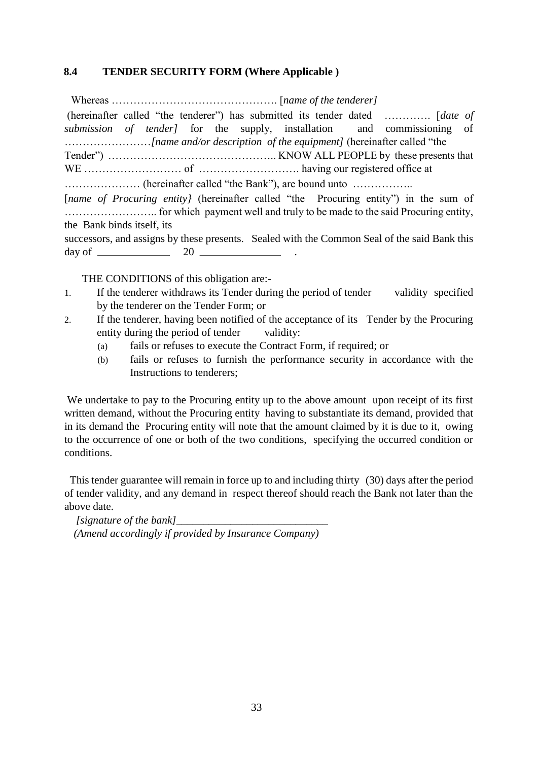### 8.4 TENDER SECURITY FORM (Where Applicable )

Whereas ………………………………………. [*name of the tenderer]*
(hereinafter called "the tenderer") has submitted its tender dated …………. [*date of submission of tender]* for the supply, installation and commissioning of ……………………*[name and/or description of the equipment]* (hereinafter called "the Tender") ……………………………………….. KNOW ALL PEOPLE by these presents that WE ……………………… of ………………………. having our registered office at ………………… (hereinafter called "the Bank"), are bound unto …………….. [*name of Procuring entity}* (hereinafter called "the Procuring entity") in the sum of …………………….. for which payment well and truly to be made to the said Procuring entity, the Bank binds itself, its successors, and assigns by these presents. Sealed with the Common Seal of the said Bank this day of ____________ 20 ______________ .

THE CONDITIONS of this obligation are:-

1. If the tenderer withdraws its Tender during the period of tender validity specified by the tenderer on the Tender Form; or
2. If the tenderer, having been notified of the acceptance of its Tender by the Procuring entity during the period of tender validity:
   (a) fails or refuses to execute the Contract Form, if required; or
   (b) fails or refuses to furnish the performance security in accordance with the Instructions to tenderers;

We undertake to pay to the Procuring entity up to the above amount upon receipt of its first written demand, without the Procuring entity having to substantiate its demand, provided that in its demand the Procuring entity will note that the amount claimed by it is due to it, owing to the occurrence of one or both of the two conditions, specifying the occurred condition or conditions.

This tender guarantee will remain in force up to and including thirty (30) days after the period of tender validity, and any demand in respect thereof should reach the Bank not later than the above date.

*[signature of the bank]*___________________________
*(Amend accordingly if provided by Insurance Company)*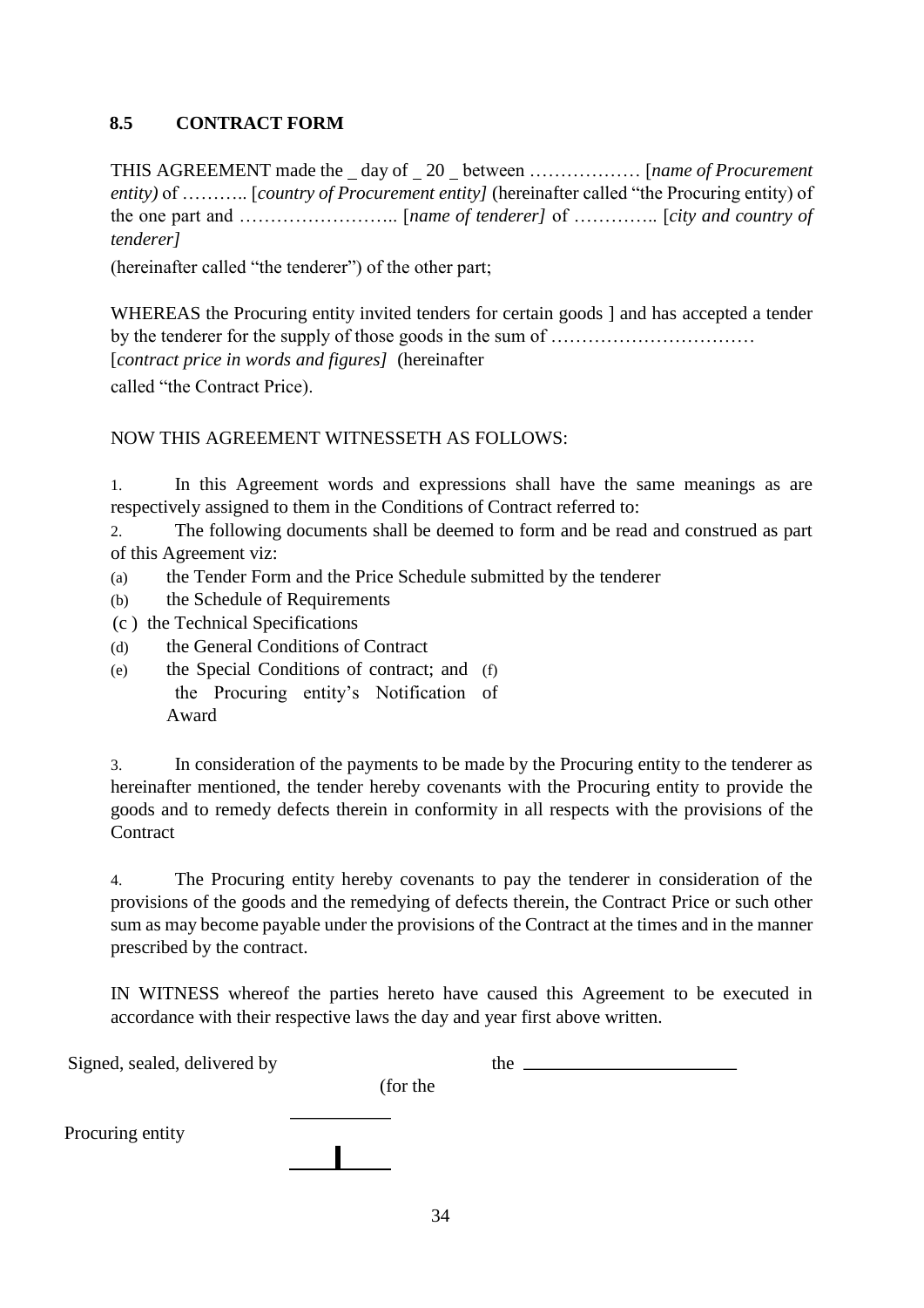### 8.5 CONTRACT FORM

THIS AGREEMENT made the _ day of _ 20 _ between ……………… [*name of Procurement entity)* of ……….. [*country of Procurement entity]* (hereinafter called "the Procuring entity) of the one part and …………………….. [*name of tenderer]* of …………. [*city and country of tenderer]*

(hereinafter called "the tenderer") of the other part;

WHEREAS the Procuring entity invited tenders for certain goods ] and has accepted a tender by the tenderer for the supply of those goods in the sum of ……………………………
[*contract price in words and figures]* (hereinafter
called "the Contract Price).

NOW THIS AGREEMENT WITNESSETH AS FOLLOWS:

1. In this Agreement words and expressions shall have the same meanings as are respectively assigned to them in the Conditions of Contract referred to:
2. The following documents shall be deemed to form and be read and construed as part of this Agreement viz:

(a) the Tender Form and the Price Schedule submitted by the tenderer
(b) the Schedule of Requirements
(c ) the Technical Specifications
(d) the General Conditions of Contract
(e) the Special Conditions of contract; and (f) the Procuring entity's Notification of Award

3. In consideration of the payments to be made by the Procuring entity to the tenderer as hereinafter mentioned, the tender hereby covenants with the Procuring entity to provide the goods and to remedy defects therein in conformity in all respects with the provisions of the Contract

4. The Procuring entity hereby covenants to pay the tenderer in consideration of the provisions of the goods and the remedying of defects therein, the Contract Price or such other sum as may become payable under the provisions of the Contract at the times and in the manner prescribed by the contract.

IN WITNESS whereof the parties hereto have caused this Agreement to be executed in accordance with their respective laws the day and year first above written.

Signed, sealed, delivered by the ______________________ (for the

Procuring entity ___________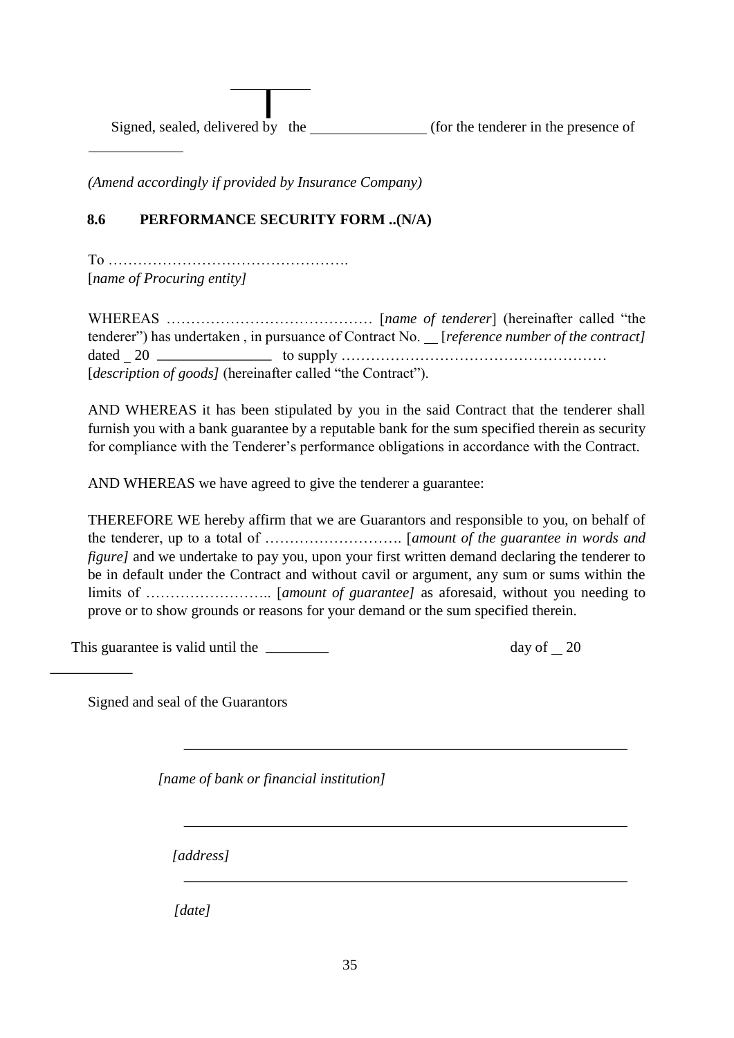Signed, sealed, delivered by the _______________ (for the tenderer in the presence of ____________

*(Amend accordingly if provided by Insurance Company)*

### 8.6 PERFORMANCE SECURITY FORM ..(N/A)

To ………………………………………….
[*name of Procuring entity]*

WHEREAS …………………………………… [*name of tenderer*] (hereinafter called "the tenderer") has undertaken , in pursuance of Contract No. __ [*reference number of the contract]* dated _ 20 _______________ to supply ……………………………………………… [*description of goods]* (hereinafter called "the Contract").

AND WHEREAS it has been stipulated by you in the said Contract that the tenderer shall furnish you with a bank guarantee by a reputable bank for the sum specified therein as security for compliance with the Tenderer's performance obligations in accordance with the Contract.

AND WHEREAS we have agreed to give the tenderer a guarantee:

THEREFORE WE hereby affirm that we are Guarantors and responsible to you, on behalf of the tenderer, up to a total of ………………………. [*amount of the guarantee in words and figure]* and we undertake to pay you, upon your first written demand declaring the tenderer to be in default under the Contract and without cavil or argument, any sum or sums within the limits of …………………….. [*amount of guarantee]* as aforesaid, without you needing to prove or to show grounds or reasons for your demand or the sum specified therein.

This guarantee is valid until the ________ day of __ 20 __________

Signed and seal of the Guarantors

_____________________________________________

*[name of bank or financial institution]*

_____________________________________________

*[address]*

_____________________________________________

*[date]*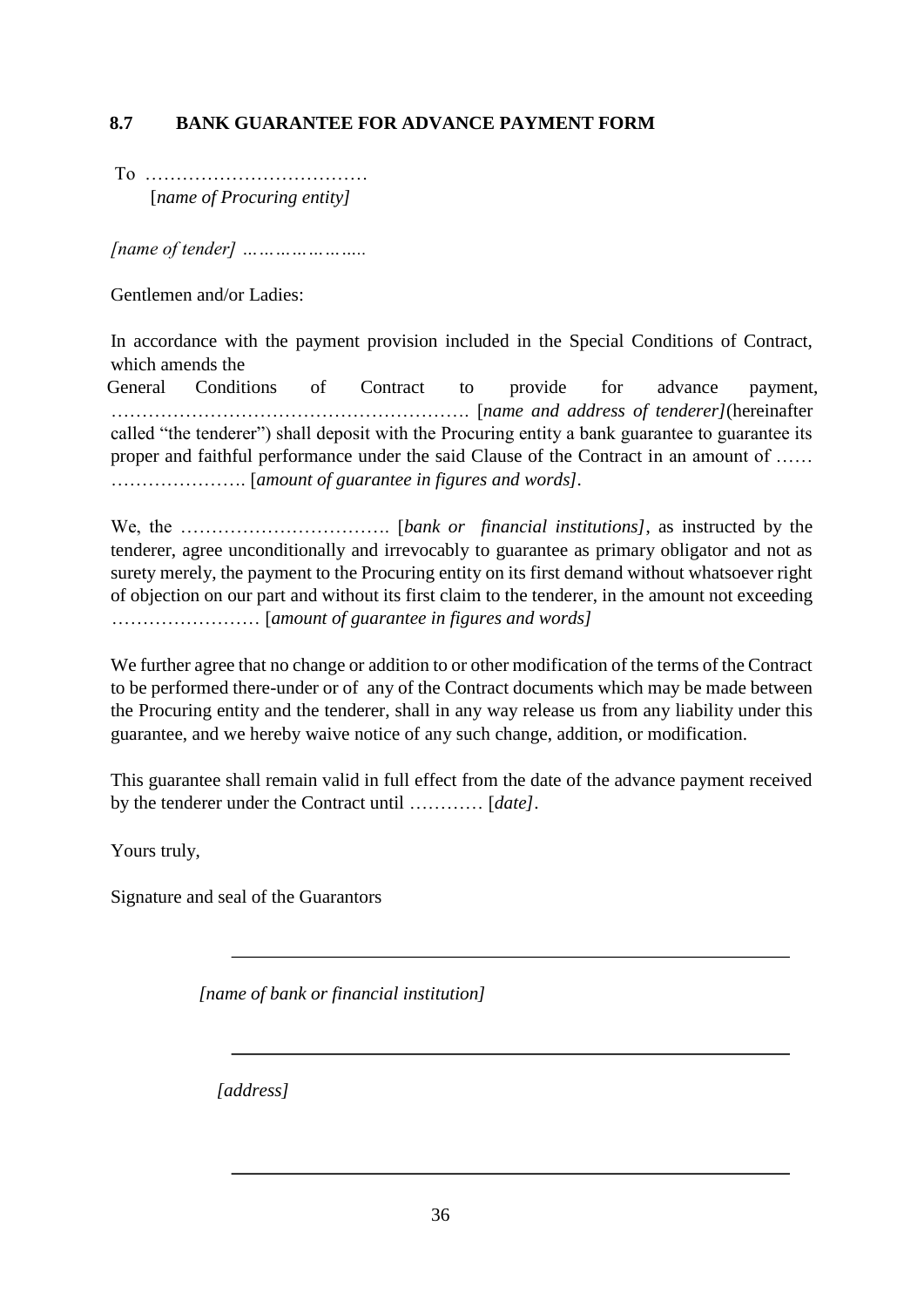### 8.7 BANK GUARANTEE FOR ADVANCE PAYMENT FORM

To ………………………………
[*name of Procuring entity]*

*[name of tender] …………………..*

Gentlemen and/or Ladies:

In accordance with the payment provision included in the Special Conditions of Contract, which amends the General Conditions of Contract to provide for advance payment, …………………………………………………. [*name and address of tenderer]*(hereinafter called "the tenderer") shall deposit with the Procuring entity a bank guarantee to guarantee its proper and faithful performance under the said Clause of the Contract in an amount of …… …………………. [*amount of guarantee in figures and words]*.

We, the ……………………………. [*bank or financial institutions]*, as instructed by the tenderer, agree unconditionally and irrevocably to guarantee as primary obligator and not as surety merely, the payment to the Procuring entity on its first demand without whatsoever right of objection on our part and without its first claim to the tenderer, in the amount not exceeding …………………… [*amount of guarantee in figures and words]*

We further agree that no change or addition to or other modification of the terms of the Contract to be performed there-under or of any of the Contract documents which may be made between the Procuring entity and the tenderer, shall in any way release us from any liability under this guarantee, and we hereby waive notice of any such change, addition, or modification.

This guarantee shall remain valid in full effect from the date of the advance payment received by the tenderer under the Contract until ………… [*date]*.

Yours truly,

Signature and seal of the Guarantors

\_\_\_\_\_\_\_\_\_\_\_\_\_\_\_\_\_\_\_\_\_\_\_\_\_\_\_\_\_\_\_\_\_\_\_\_\_\_\_\_\_\_\_\_\_\_\_\_

*[name of bank or financial institution]*

\_\_\_\_\_\_\_\_\_\_\_\_\_\_\_\_\_\_\_\_\_\_\_\_\_\_\_\_\_\_\_\_\_\_\_\_\_\_\_\_\_\_\_\_\_\_\_\_

*[address]*

\_\_\_\_\_\_\_\_\_\_\_\_\_\_\_\_\_\_\_\_\_\_\_\_\_\_\_\_\_\_\_\_\_\_\_\_\_\_\_\_\_\_\_\_\_\_\_\_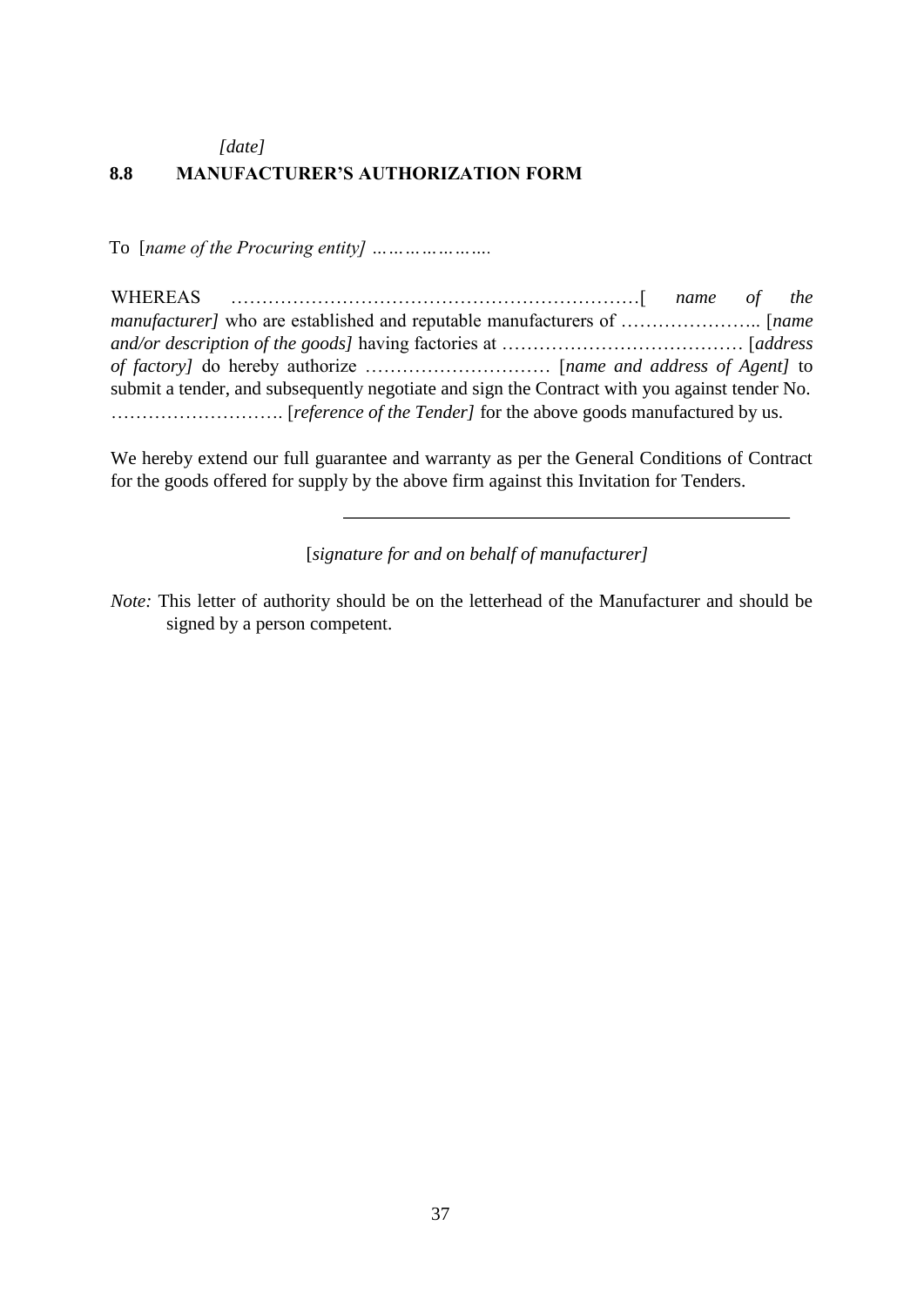*[date]*

## 8.8 MANUFACTURER'S AUTHORIZATION FORM

To [*name of the Procuring entity] ………………….*

WHEREAS …………………………………………………………[ *name of the manufacturer]* who are established and reputable manufacturers of ………………….. [*name and/or description of the goods]* having factories at ………………………………… [*address of factory]* do hereby authorize ………………………… [*name and address of Agent]* to submit a tender, and subsequently negotiate and sign the Contract with you against tender No. ………………………. [*reference of the Tender]* for the above goods manufactured by us.

We hereby extend our full guarantee and warranty as per the General Conditions of Contract for the goods offered for supply by the above firm against this Invitation for Tenders.

\_\_\_\_\_\_\_\_\_\_\_\_\_\_\_\_\_\_\_\_\_\_\_\_\_\_\_\_\_\_\_\_\_\_\_\_\_\_\_\_\_\_\_\_

[*signature for and on behalf of manufacturer]*

*Note:* This letter of authority should be on the letterhead of the Manufacturer and should be signed by a person competent.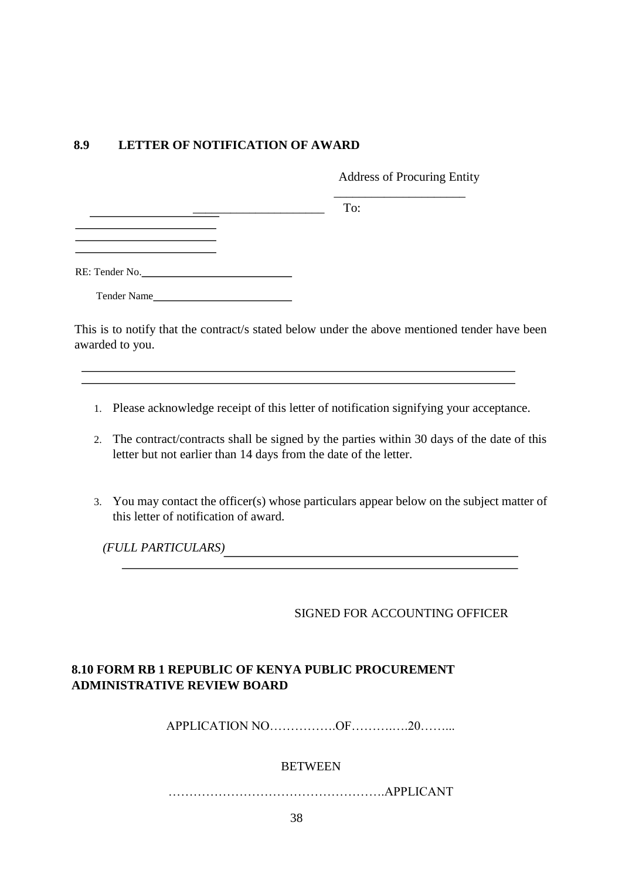## 8.9 LETTER OF NOTIFICATION OF AWARD

Address of Procuring Entity

_____________________

_____________________ _____________________ To:

_____________________

_____________________

_____________________

RE: Tender No. _____________________

Tender Name _____________________

This is to notify that the contract/s stated below under the above mentioned tender have been awarded to you.

_____________________________________________________________________

_____________________________________________________________________

1. Please acknowledge receipt of this letter of notification signifying your acceptance.
2. The contract/contracts shall be signed by the parties within 30 days of the date of this letter but not earlier than 14 days from the date of the letter.
3. You may contact the officer(s) whose particulars appear below on the subject matter of this letter of notification of award.

*(FULL PARTICULARS)* _____________________________________________

_____________________________________________________________________

SIGNED FOR ACCOUNTING OFFICER

## 8.10 FORM RB 1 REPUBLIC OF KENYA PUBLIC PROCUREMENT ADMINISTRATIVE REVIEW BOARD

APPLICATION NO…………….OF……….….20……...

BETWEEN

…………………………………………….APPLICANT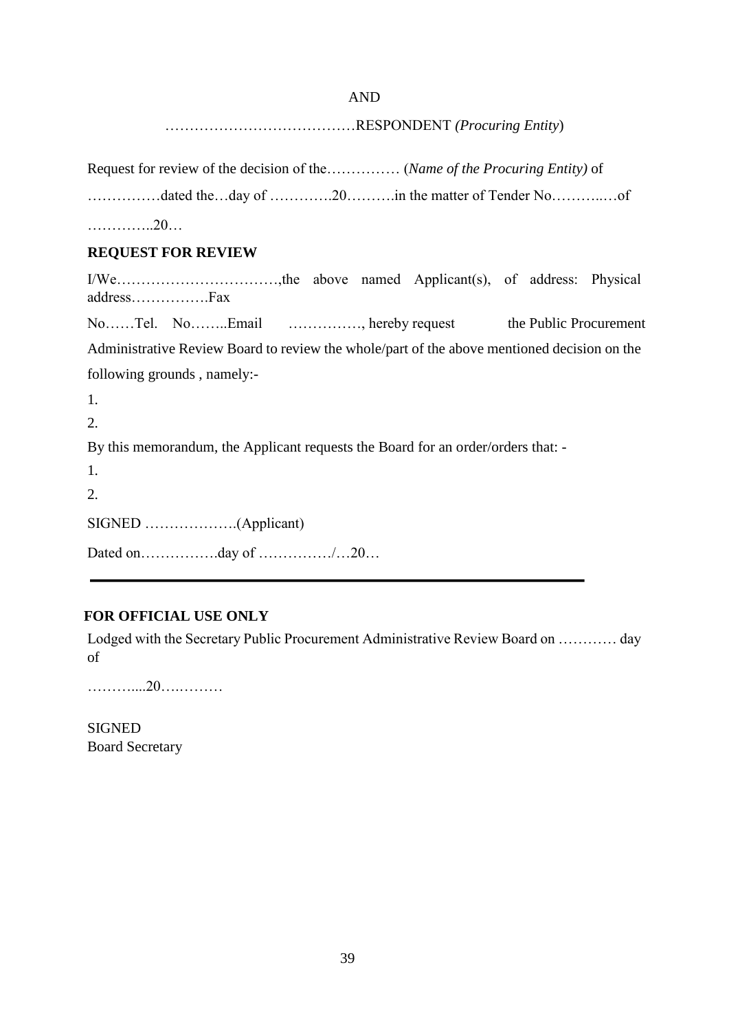AND

…………………………………RESPONDENT *(Procuring Entity)*

Request for review of the decision of the…………… (*Name of the Procuring Entity)* of ……………dated the…day of ………….20……….in the matter of Tender No………..…of …………..20…

**REQUEST FOR REVIEW**

I/We……………………………,the above named Applicant(s), of address: Physical address…………….Fax No……Tel. No……..Email ……………, hereby request the Public Procurement Administrative Review Board to review the whole/part of the above mentioned decision on the following grounds , namely:-

1.

2.

By this memorandum, the Applicant requests the Board for an order/orders that: -

1.

2.

SIGNED ……………….(Applicant)

Dated on…………….day of ……………/…20…

---

**FOR OFFICIAL USE ONLY**

Lodged with the Secretary Public Procurement Administrative Review Board on ………… day of

………....20….………

SIGNED
Board Secretary